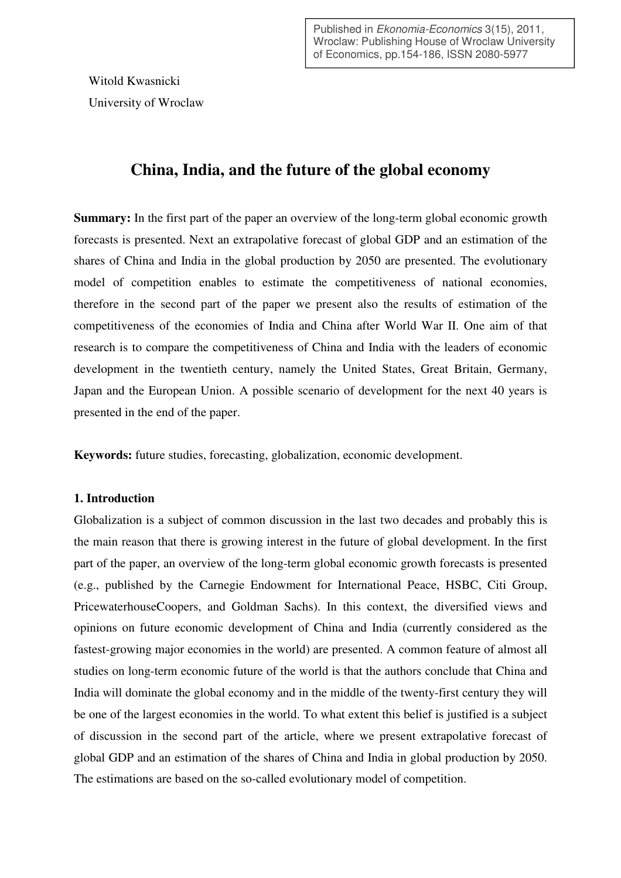Published in *Ekonomia-Economics* 3(15), 2011, Wroclaw: Publishing House of Wroclaw University of Economics, pp.154-186, ISSN 2080-5977

Witold Kwasnicki

University of Wroclaw

# China, India, and the future of the global economy

**Summary:** In the first part of the paper an overview of the long-term global economic growth forecasts is presented. Next an extrapolative forecast of global GDP and an estimation of the shares of China and India in the global production by 2050 are presented. The evolutionary model of competition enables to estimate the competitiveness of national economies, therefore in the second part of the paper we present also the results of estimation of the competitiveness of the economies of India and China after World War II. One aim of that research is to compare the competitiveness of China and India with the leaders of economic development in the twentieth century, namely the United States, Great Britain, Germany, Japan and the European Union. A possible scenario of development for the next 40 years is presented in the end of the paper.

**Keywords:** future studies, forecasting, globalization, economic development.

## 1. Introduction

Globalization is a subject of common discussion in the last two decades and probably this is the main reason that there is growing interest in the future of global development. In the first part of the paper, an overview of the long-term global economic growth forecasts is presented (e.g., published by the Carnegie Endowment for International Peace, HSBC, Citi Group, PricewaterhouseCoopers, and Goldman Sachs). In this context, the diversified views and opinions on future economic development of China and India (currently considered as the fastest-growing major economies in the world) are presented. A common feature of almost all studies on long-term economic future of the world is that the authors conclude that China and India will dominate the global economy and in the middle of the twenty-first century they will be one of the largest economies in the world. To what extent this belief is justified is a subject of discussion in the second part of the article, where we present extrapolative forecast of global GDP and an estimation of the shares of China and India in global production by 2050. The estimations are based on the so-called evolutionary model of competition.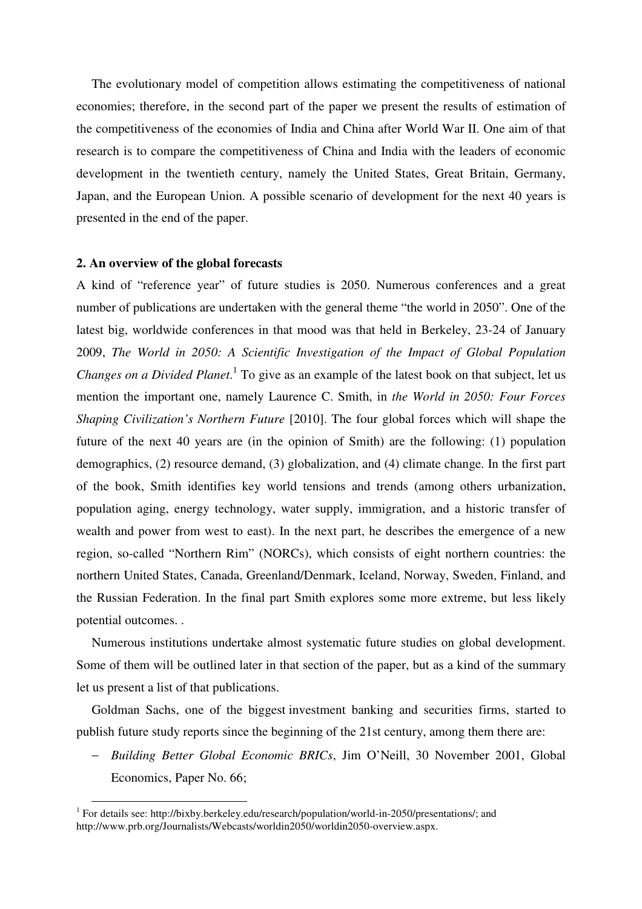The evolutionary model of competition allows estimating the competitiveness of national economies; therefore, in the second part of the paper we present the results of estimation of the competitiveness of the economies of India and China after World War II. One aim of that research is to compare the competitiveness of China and India with the leaders of economic development in the twentieth century, namely the United States, Great Britain, Germany, Japan, and the European Union. A possible scenario of development for the next 40 years is presented in the end of the paper.

## 2. An overview of the global forecasts

A kind of "reference year" of future studies is 2050. Numerous conferences and a great number of publications are undertaken with the general theme "the world in 2050". One of the latest big, worldwide conferences in that mood was that held in Berkeley, 23-24 of January 2009, *The World in 2050: A Scientific Investigation of the Impact of Global Population Changes on a Divided Planet*.[1] To give as an example of the latest book on that subject, let us mention the important one, namely Laurence C. Smith, in *the World in 2050: Four Forces Shaping Civilization's Northern Future* [2010]. The four global forces which will shape the future of the next 40 years are (in the opinion of Smith) are the following: (1) population demographics, (2) resource demand, (3) globalization, and (4) climate change. In the first part of the book, Smith identifies key world tensions and trends (among others urbanization, population aging, energy technology, water supply, immigration, and a historic transfer of wealth and power from west to east). In the next part, he describes the emergence of a new region, so-called "Northern Rim" (NORCs), which consists of eight northern countries: the northern United States, Canada, Greenland/Denmark, Iceland, Norway, Sweden, Finland, and the Russian Federation. In the final part Smith explores some more extreme, but less likely potential outcomes. .

Numerous institutions undertake almost systematic future studies on global development. Some of them will be outlined later in that section of the paper, but as a kind of the summary let us present a list of that publications.

Goldman Sachs, one of the biggest investment banking and securities firms, started to publish future study reports since the beginning of the 21st century, among them there are:

- *Building Better Global Economic BRICs*, Jim O'Neill, 30 November 2001, Global Economics, Paper No. 66;

[1] For details see: http://bixby.berkeley.edu/research/population/world-in-2050/presentations/; and http://www.prb.org/Journalists/Webcasts/worldin2050/worldin2050-overview.aspx.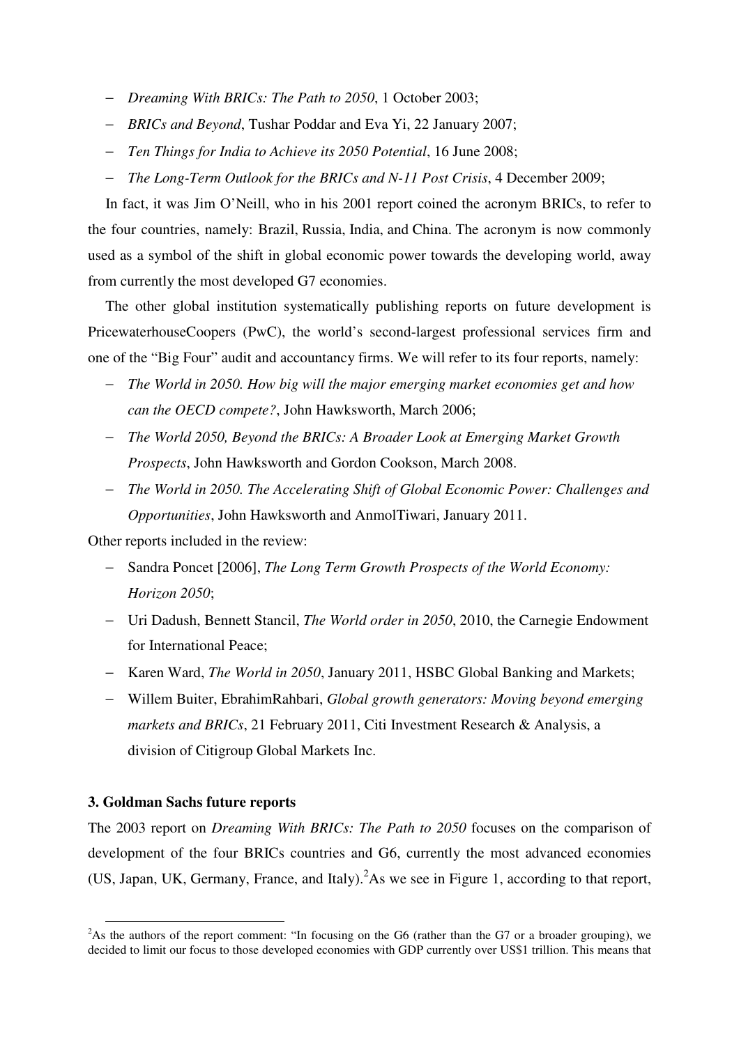- *Dreaming With BRICs: The Path to 2050*, 1 October 2003;
- *BRICs and Beyond*, Tushar Poddar and Eva Yi, 22 January 2007;
- *Ten Things for India to Achieve its 2050 Potential*, 16 June 2008;
- *The Long-Term Outlook for the BRICs and N-11 Post Crisis*, 4 December 2009;

In fact, it was Jim O'Neill, who in his 2001 report coined the acronym BRICs, to refer to the four countries, namely: Brazil, Russia, India, and China. The acronym is now commonly used as a symbol of the shift in global economic power towards the developing world, away from currently the most developed G7 economies.

The other global institution systematically publishing reports on future development is PricewaterhouseCoopers (PwC), the world's second-largest professional services firm and one of the "Big Four" audit and accountancy firms. We will refer to its four reports, namely:

- *The World in 2050. How big will the major emerging market economies get and how can the OECD compete?*, John Hawksworth, March 2006;
- *The World 2050, Beyond the BRICs: A Broader Look at Emerging Market Growth Prospects*, John Hawksworth and Gordon Cookson, March 2008.
- *The World in 2050. The Accelerating Shift of Global Economic Power: Challenges and Opportunities*, John Hawksworth and AnmolTiwari, January 2011.

Other reports included in the review:

- Sandra Poncet [2006], *The Long Term Growth Prospects of the World Economy: Horizon 2050*;
- Uri Dadush, Bennett Stancil, *The World order in 2050*, 2010, the Carnegie Endowment for International Peace;
- Karen Ward, *The World in 2050*, January 2011, HSBC Global Banking and Markets;
- Willem Buiter, EbrahimRahbari, *Global growth generators: Moving beyond emerging markets and BRICs*, 21 February 2011, Citi Investment Research & Analysis, a division of Citigroup Global Markets Inc.

### 3. Goldman Sachs future reports

The 2003 report on *Dreaming With BRICs: The Path to 2050* focuses on the comparison of development of the four BRICs countries and G6, currently the most advanced economies (US, Japan, UK, Germany, France, and Italy).[2] As we see in Figure 1, according to that report,

[2] As the authors of the report comment: "In focusing on the G6 (rather than the G7 or a broader grouping), we decided to limit our focus to those developed economies with GDP currently over US$1 trillion. This means that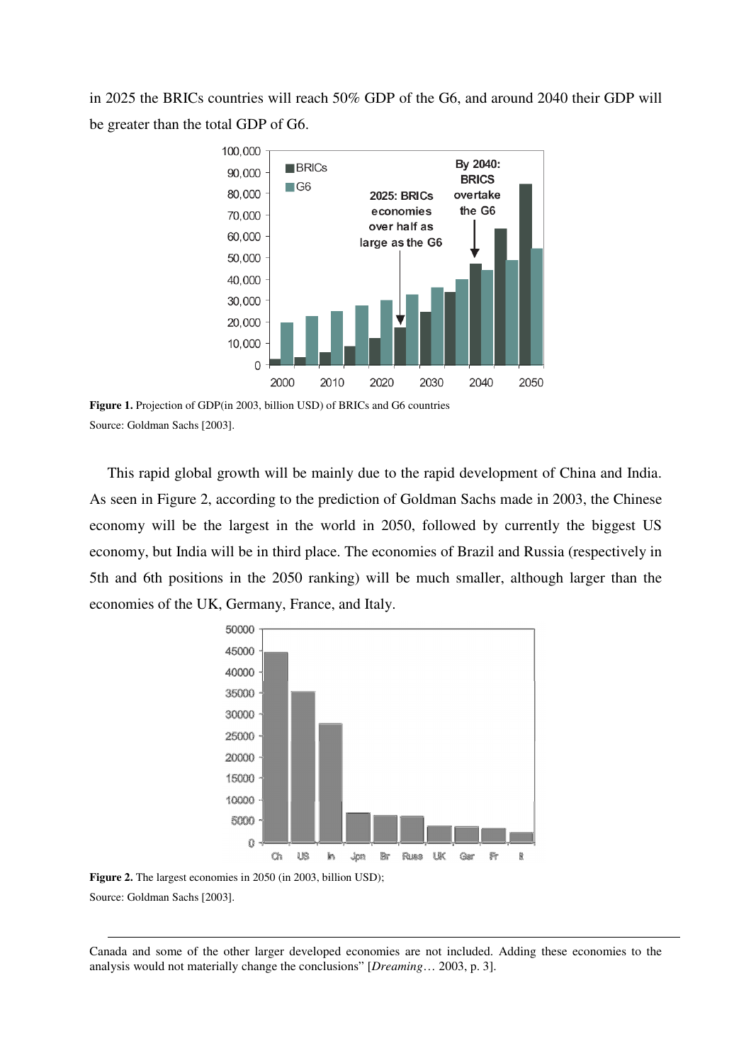in 2025 the BRICs countries will reach 50% GDP of the G6, and around 2040 their GDP will be greater than the total GDP of G6.

**Figure 1.** Projection of GDP(in 2003, billion USD) of BRICs and G6 countries
Source: Goldman Sachs [2003].

This rapid global growth will be mainly due to the rapid development of China and India. As seen in Figure 2, according to the prediction of Goldman Sachs made in 2003, the Chinese economy will be the largest in the world in 2050, followed by currently the biggest US economy, but India will be in third place. The economies of Brazil and Russia (respectively in 5th and 6th positions in the 2050 ranking) will be much smaller, although larger than the economies of the UK, Germany, France, and Italy.

**Figure 2.** The largest economies in 2050 (in 2003, billion USD);
Source: Goldman Sachs [2003].

---

Canada and some of the other larger developed economies are not included. Adding these economies to the analysis would not materially change the conclusions" [*Dreaming*… 2003, p. 3].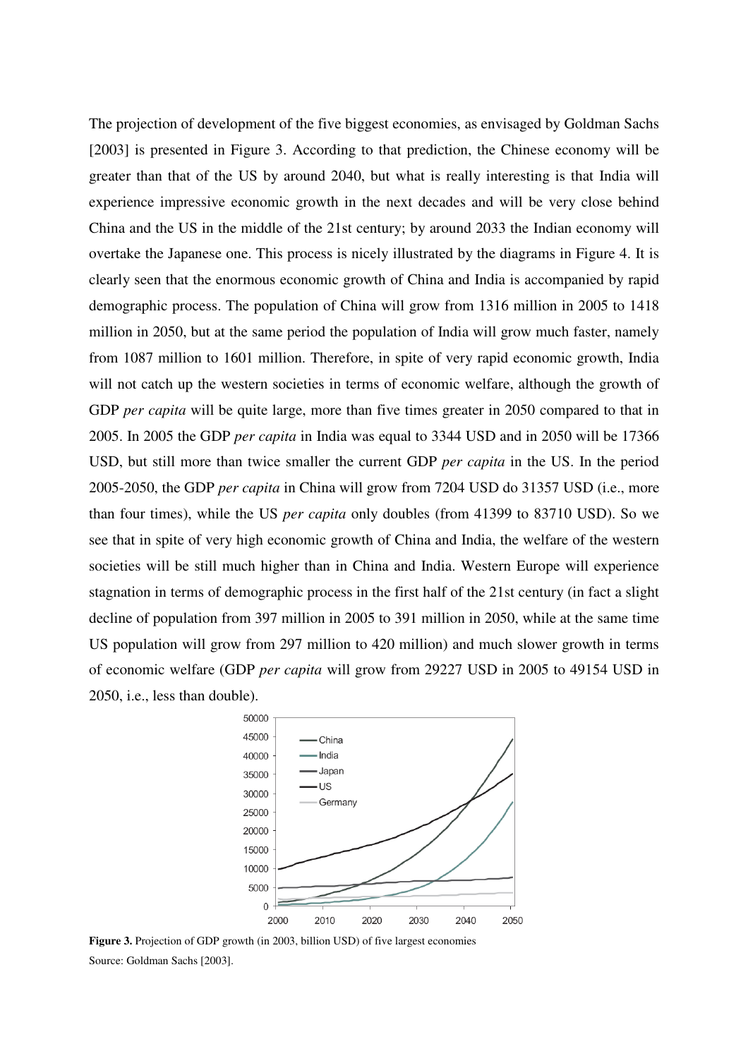The projection of development of the five biggest economies, as envisaged by Goldman Sachs [2003] is presented in Figure 3. According to that prediction, the Chinese economy will be greater than that of the US by around 2040, but what is really interesting is that India will experience impressive economic growth in the next decades and will be very close behind China and the US in the middle of the 21st century; by around 2033 the Indian economy will overtake the Japanese one. This process is nicely illustrated by the diagrams in Figure 4. It is clearly seen that the enormous economic growth of China and India is accompanied by rapid demographic process. The population of China will grow from 1316 million in 2005 to 1418 million in 2050, but at the same period the population of India will grow much faster, namely from 1087 million to 1601 million. Therefore, in spite of very rapid economic growth, India will not catch up the western societies in terms of economic welfare, although the growth of GDP *per capita* will be quite large, more than five times greater in 2050 compared to that in 2005. In 2005 the GDP *per capita* in India was equal to 3344 USD and in 2050 will be 17366 USD, but still more than twice smaller the current GDP *per capita* in the US. In the period 2005-2050, the GDP *per capita* in China will grow from 7204 USD do 31357 USD (i.e., more than four times), while the US *per capita* only doubles (from 41399 to 83710 USD). So we see that in spite of very high economic growth of China and India, the welfare of the western societies will be still much higher than in China and India. Western Europe will experience stagnation in terms of demographic process in the first half of the 21st century (in fact a slight decline of population from 397 million in 2005 to 391 million in 2050, while at the same time US population will grow from 297 million to 420 million) and much slower growth in terms of economic welfare (GDP *per capita* will grow from 29227 USD in 2005 to 49154 USD in 2050, i.e., less than double).

**Figure 3.** Projection of GDP growth (in 2003, billion USD) of five largest economies
Source: Goldman Sachs [2003].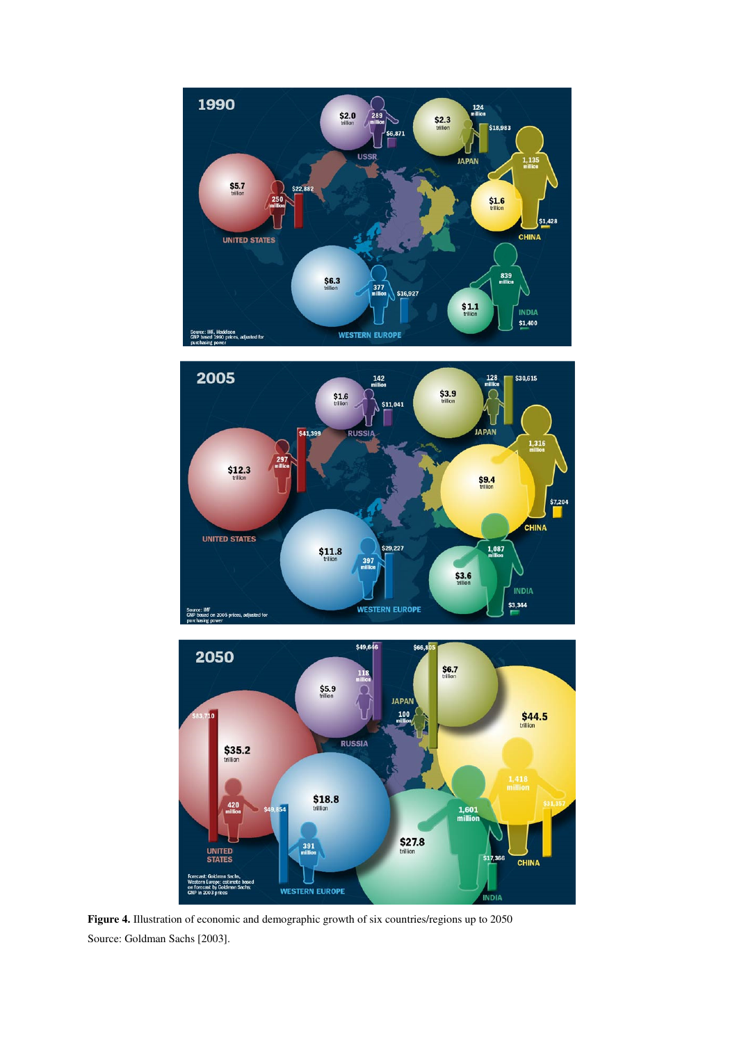**Figure 4.** Illustration of economic and demographic growth of six countries/regions up to 2050

Source: Goldman Sachs [2003].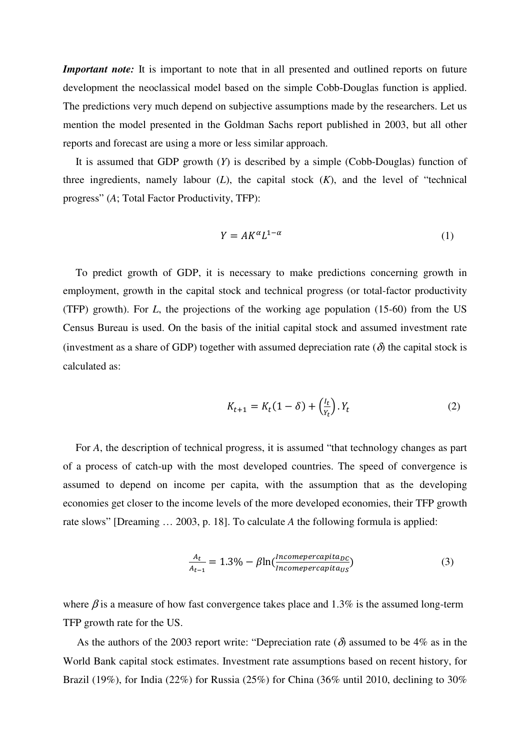***Important note:*** It is important to note that in all presented and outlined reports on future development the neoclassical model based on the simple Cobb-Douglas function is applied. The predictions very much depend on subjective assumptions made by the researchers. Let us mention the model presented in the Goldman Sachs report published in 2003, but all other reports and forecast are using a more or less similar approach.

It is assumed that GDP growth ($Y$) is described by a simple (Cobb-Douglas) function of three ingredients, namely labour ($L$), the capital stock ($K$), and the level of "technical progress" ($A$; Total Factor Productivity, TFP):

$$Y = AK^{\alpha}L^{1-\alpha} \tag{1}$$

To predict growth of GDP, it is necessary to make predictions concerning growth in employment, growth in the capital stock and technical progress (or total-factor productivity (TFP) growth). For $L$, the projections of the working age population (15-60) from the US Census Bureau is used. On the basis of the initial capital stock and assumed investment rate (investment as a share of GDP) together with assumed depreciation rate ($\delta$) the capital stock is calculated as:

$$K_{t+1} = K_t(1-\delta) + \left(\frac{I_t}{Y_t}\right).Y_t \tag{2}$$

For $A$, the description of technical progress, it is assumed "that technology changes as part of a process of catch-up with the most developed countries. The speed of convergence is assumed to depend on income per capita, with the assumption that as the developing economies get closer to the income levels of the more developed economies, their TFP growth rate slows" [Dreaming … 2003, p. 18]. To calculate $A$ the following formula is applied:

$$\frac{A_t}{A_{t-1}} = 1.3\% - \beta \ln\left(\frac{Incomepercapita_{DC}}{Incomepercapita_{US}}\right) \tag{3}$$

where $\beta$ is a measure of how fast convergence takes place and 1.3% is the assumed long-term TFP growth rate for the US.

As the authors of the 2003 report write: "Depreciation rate ($\delta$) assumed to be 4% as in the World Bank capital stock estimates. Investment rate assumptions based on recent history, for Brazil (19%), for India (22%) for Russia (25%) for China (36% until 2010, declining to 30%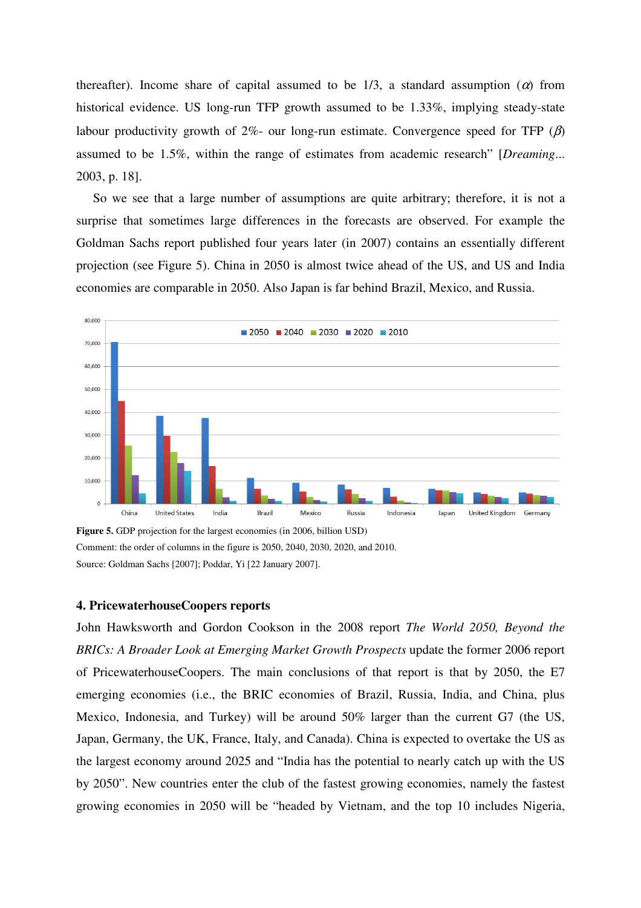thereafter). Income share of capital assumed to be 1/3, a standard assumption ($\alpha$) from historical evidence. US long-run TFP growth assumed to be 1.33%, implying steady-state labour productivity growth of 2%- our long-run estimate. Convergence speed for TFP ($\beta$) assumed to be 1.5%, within the range of estimates from academic research" [*Dreaming*... 2003, p. 18].

So we see that a large number of assumptions are quite arbitrary; therefore, it is not a surprise that sometimes large differences in the forecasts are observed. For example the Goldman Sachs report published four years later (in 2007) contains an essentially different projection (see Figure 5). China in 2050 is almost twice ahead of the US, and US and India economies are comparable in 2050. Also Japan is far behind Brazil, Mexico, and Russia.

**Figure 5.** GDP projection for the largest economies (in 2006, billion USD)

Comment: the order of columns in the figure is 2050, 2040, 2030, 2020, and 2010.

Source: Goldman Sachs [2007]; Poddar, Yi [22 January 2007].

## 4. PricewaterhouseCoopers reports

John Hawksworth and Gordon Cookson in the 2008 report *The World 2050, Beyond the BRICs: A Broader Look at Emerging Market Growth Prospects* update the former 2006 report of PricewaterhouseCoopers. The main conclusions of that report is that by 2050, the E7 emerging economies (i.e., the BRIC economies of Brazil, Russia, India, and China, plus Mexico, Indonesia, and Turkey) will be around 50% larger than the current G7 (the US, Japan, Germany, the UK, France, Italy, and Canada). China is expected to overtake the US as the largest economy around 2025 and "India has the potential to nearly catch up with the US by 2050". New countries enter the club of the fastest growing economies, namely the fastest growing economies in 2050 will be "headed by Vietnam, and the top 10 includes Nigeria,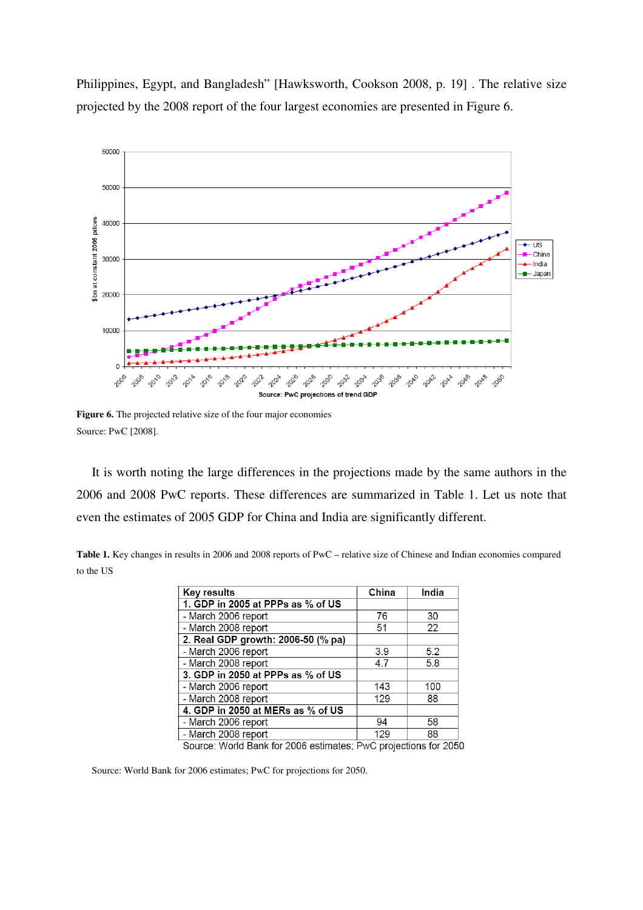Philippines, Egypt, and Bangladesh" [Hawksworth, Cookson 2008, p. 19] . The relative size projected by the 2008 report of the four largest economies are presented in Figure 6.

**Figure 6.** The projected relative size of the four major economies
Source: PwC [2008].

It is worth noting the large differences in the projections made by the same authors in the 2006 and 2008 PwC reports. These differences are summarized in Table 1. Let us note that even the estimates of 2005 GDP for China and India are significantly different.

**Table 1.** Key changes in results in 2006 and 2008 reports of PwC – relative size of Chinese and Indian economies compared to the US

| Key results | China | India |
|---|---|---|
| 1. GDP in 2005 at PPPs as % of US | | |
| - March 2006 report | 76 | 30 |
| - March 2008 report | 51 | 22 |
| 2. Real GDP growth: 2006-50 (% pa) | | |
| - March 2006 report | 3.9 | 5.2 |
| - March 2008 report | 4.7 | 5.8 |
| 3. GDP in 2050 at PPPs as % of US | | |
| - March 2006 report | 143 | 100 |
| - March 2008 report | 129 | 88 |
| 4. GDP in 2050 at MERs as % of US | | |
| - March 2006 report | 94 | 58 |
| - March 2008 report | 129 | 88 |

Source: World Bank for 2006 estimates; PwC projections for 2050

Source: World Bank for 2006 estimates; PwC for projections for 2050.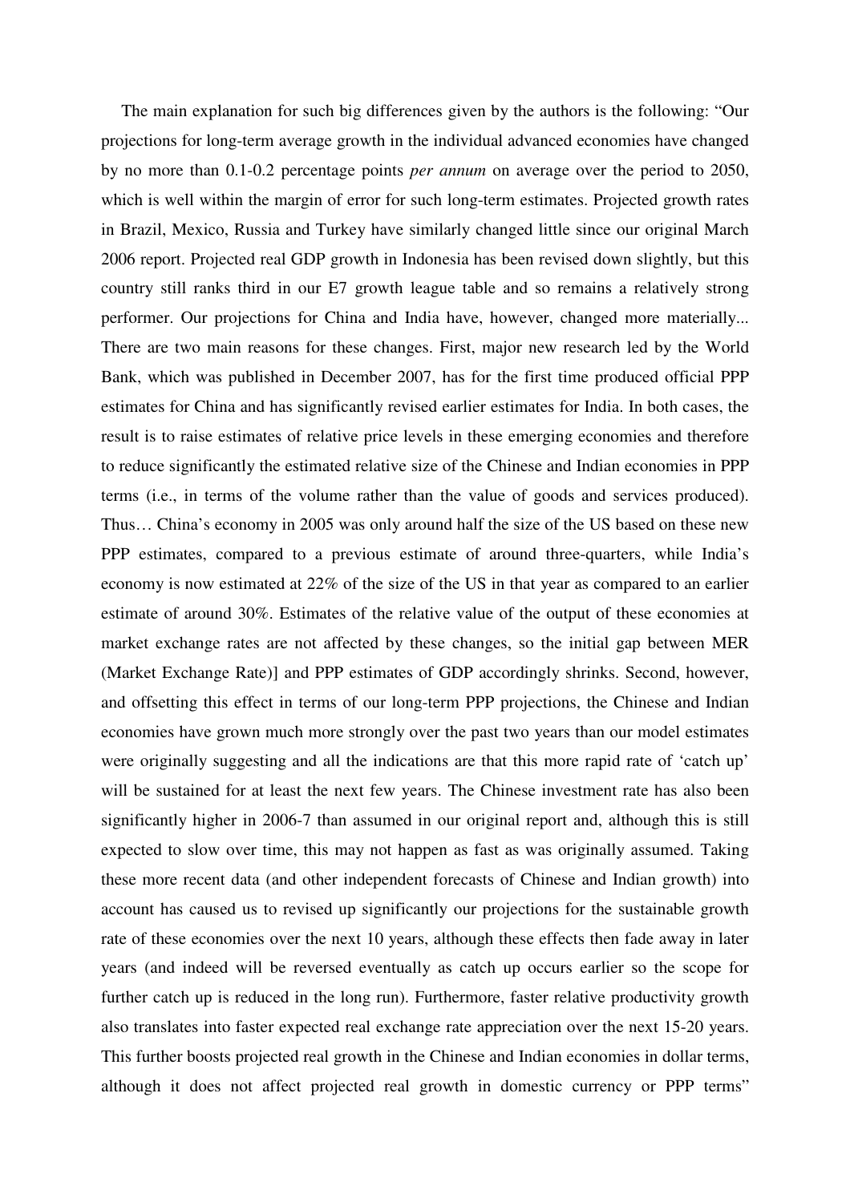The main explanation for such big differences given by the authors is the following: "Our projections for long-term average growth in the individual advanced economies have changed by no more than 0.1-0.2 percentage points *per annum* on average over the period to 2050, which is well within the margin of error for such long-term estimates. Projected growth rates in Brazil, Mexico, Russia and Turkey have similarly changed little since our original March 2006 report. Projected real GDP growth in Indonesia has been revised down slightly, but this country still ranks third in our E7 growth league table and so remains a relatively strong performer. Our projections for China and India have, however, changed more materially... There are two main reasons for these changes. First, major new research led by the World Bank, which was published in December 2007, has for the first time produced official PPP estimates for China and has significantly revised earlier estimates for India. In both cases, the result is to raise estimates of relative price levels in these emerging economies and therefore to reduce significantly the estimated relative size of the Chinese and Indian economies in PPP terms (i.e., in terms of the volume rather than the value of goods and services produced). Thus… China's economy in 2005 was only around half the size of the US based on these new PPP estimates, compared to a previous estimate of around three-quarters, while India's economy is now estimated at 22% of the size of the US in that year as compared to an earlier estimate of around 30%. Estimates of the relative value of the output of these economies at market exchange rates are not affected by these changes, so the initial gap between MER (Market Exchange Rate)] and PPP estimates of GDP accordingly shrinks. Second, however, and offsetting this effect in terms of our long-term PPP projections, the Chinese and Indian economies have grown much more strongly over the past two years than our model estimates were originally suggesting and all the indications are that this more rapid rate of 'catch up' will be sustained for at least the next few years. The Chinese investment rate has also been significantly higher in 2006-7 than assumed in our original report and, although this is still expected to slow over time, this may not happen as fast as was originally assumed. Taking these more recent data (and other independent forecasts of Chinese and Indian growth) into account has caused us to revised up significantly our projections for the sustainable growth rate of these economies over the next 10 years, although these effects then fade away in later years (and indeed will be reversed eventually as catch up occurs earlier so the scope for further catch up is reduced in the long run). Furthermore, faster relative productivity growth also translates into faster expected real exchange rate appreciation over the next 15-20 years. This further boosts projected real growth in the Chinese and Indian economies in dollar terms, although it does not affect projected real growth in domestic currency or PPP terms"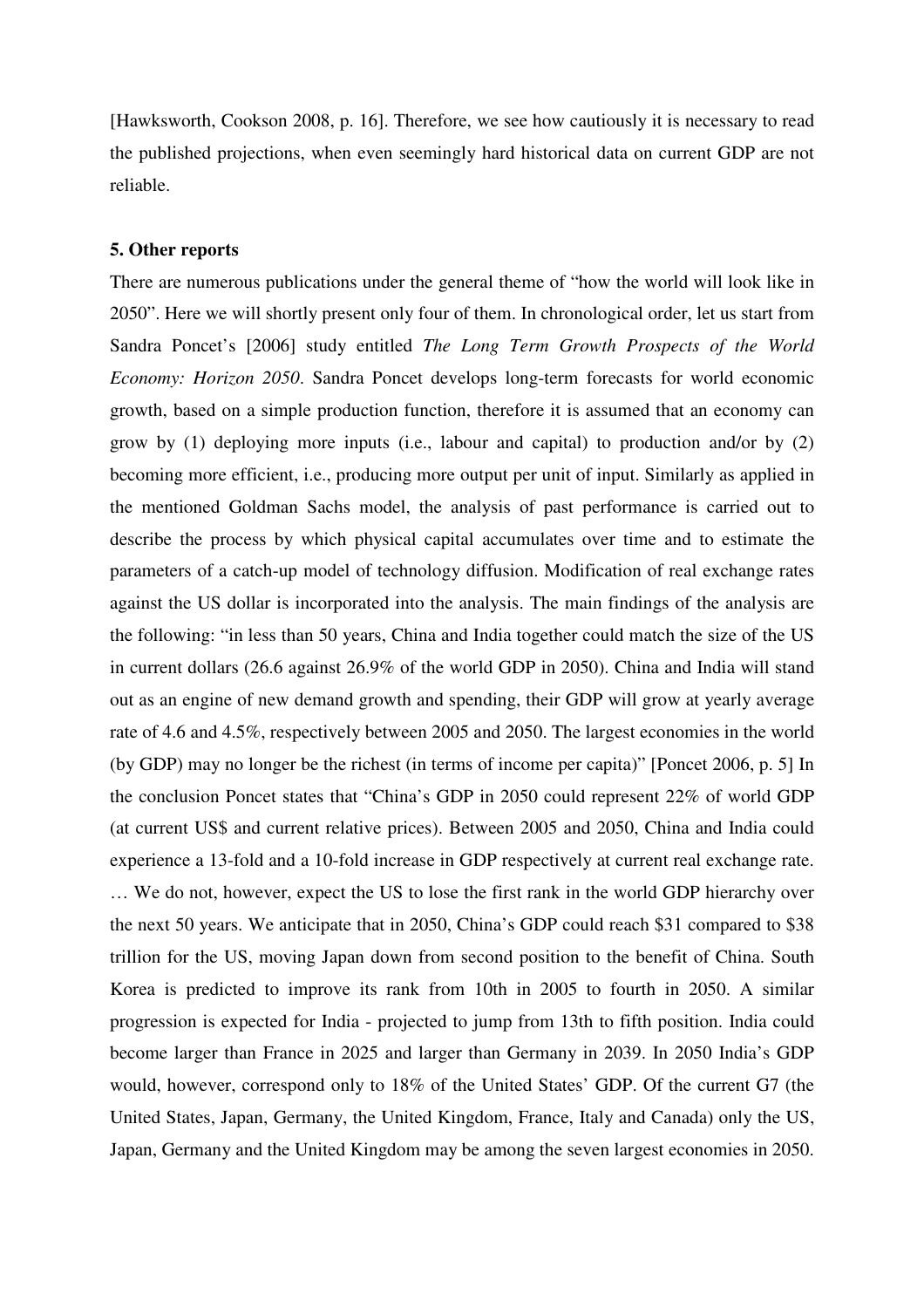[Hawksworth, Cookson 2008, p. 16]. Therefore, we see how cautiously it is necessary to read the published projections, when even seemingly hard historical data on current GDP are not reliable.

### 5. Other reports

There are numerous publications under the general theme of "how the world will look like in 2050". Here we will shortly present only four of them. In chronological order, let us start from Sandra Poncet's [2006] study entitled *The Long Term Growth Prospects of the World Economy: Horizon 2050*. Sandra Poncet develops long-term forecasts for world economic growth, based on a simple production function, therefore it is assumed that an economy can grow by (1) deploying more inputs (i.e., labour and capital) to production and/or by (2) becoming more efficient, i.e., producing more output per unit of input. Similarly as applied in the mentioned Goldman Sachs model, the analysis of past performance is carried out to describe the process by which physical capital accumulates over time and to estimate the parameters of a catch-up model of technology diffusion. Modification of real exchange rates against the US dollar is incorporated into the analysis. The main findings of the analysis are the following: "in less than 50 years, China and India together could match the size of the US in current dollars (26.6 against 26.9% of the world GDP in 2050). China and India will stand out as an engine of new demand growth and spending, their GDP will grow at yearly average rate of 4.6 and 4.5%, respectively between 2005 and 2050. The largest economies in the world (by GDP) may no longer be the richest (in terms of income per capita)" [Poncet 2006, p. 5] In the conclusion Poncet states that "China's GDP in 2050 could represent 22% of world GDP (at current US$ and current relative prices). Between 2005 and 2050, China and India could experience a 13-fold and a 10-fold increase in GDP respectively at current real exchange rate. … We do not, however, expect the US to lose the first rank in the world GDP hierarchy over the next 50 years. We anticipate that in 2050, China's GDP could reach $31 compared to $38 trillion for the US, moving Japan down from second position to the benefit of China. South Korea is predicted to improve its rank from 10th in 2005 to fourth in 2050. A similar progression is expected for India - projected to jump from 13th to fifth position. India could become larger than France in 2025 and larger than Germany in 2039. In 2050 India's GDP would, however, correspond only to 18% of the United States' GDP. Of the current G7 (the United States, Japan, Germany, the United Kingdom, France, Italy and Canada) only the US, Japan, Germany and the United Kingdom may be among the seven largest economies in 2050.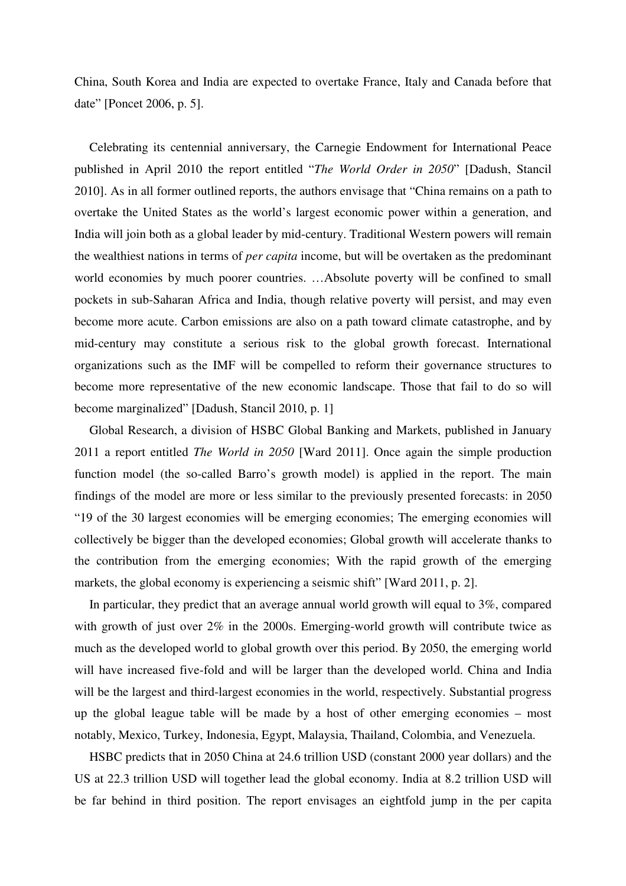China, South Korea and India are expected to overtake France, Italy and Canada before that date" [Poncet 2006, p. 5].

Celebrating its centennial anniversary, the Carnegie Endowment for International Peace published in April 2010 the report entitled "*The World Order in 2050*" [Dadush, Stancil 2010]. As in all former outlined reports, the authors envisage that "China remains on a path to overtake the United States as the world's largest economic power within a generation, and India will join both as a global leader by mid-century. Traditional Western powers will remain the wealthiest nations in terms of *per capita* income, but will be overtaken as the predominant world economies by much poorer countries. …Absolute poverty will be confined to small pockets in sub-Saharan Africa and India, though relative poverty will persist, and may even become more acute. Carbon emissions are also on a path toward climate catastrophe, and by mid-century may constitute a serious risk to the global growth forecast. International organizations such as the IMF will be compelled to reform their governance structures to become more representative of the new economic landscape. Those that fail to do so will become marginalized" [Dadush, Stancil 2010, p. 1]

Global Research, a division of HSBC Global Banking and Markets, published in January 2011 a report entitled *The World in 2050* [Ward 2011]. Once again the simple production function model (the so-called Barro's growth model) is applied in the report. The main findings of the model are more or less similar to the previously presented forecasts: in 2050 "19 of the 30 largest economies will be emerging economies; The emerging economies will collectively be bigger than the developed economies; Global growth will accelerate thanks to the contribution from the emerging economies; With the rapid growth of the emerging markets, the global economy is experiencing a seismic shift" [Ward 2011, p. 2].

In particular, they predict that an average annual world growth will equal to 3%, compared with growth of just over 2% in the 2000s. Emerging-world growth will contribute twice as much as the developed world to global growth over this period. By 2050, the emerging world will have increased five-fold and will be larger than the developed world. China and India will be the largest and third-largest economies in the world, respectively. Substantial progress up the global league table will be made by a host of other emerging economies – most notably, Mexico, Turkey, Indonesia, Egypt, Malaysia, Thailand, Colombia, and Venezuela.

HSBC predicts that in 2050 China at 24.6 trillion USD (constant 2000 year dollars) and the US at 22.3 trillion USD will together lead the global economy. India at 8.2 trillion USD will be far behind in third position. The report envisages an eightfold jump in the per capita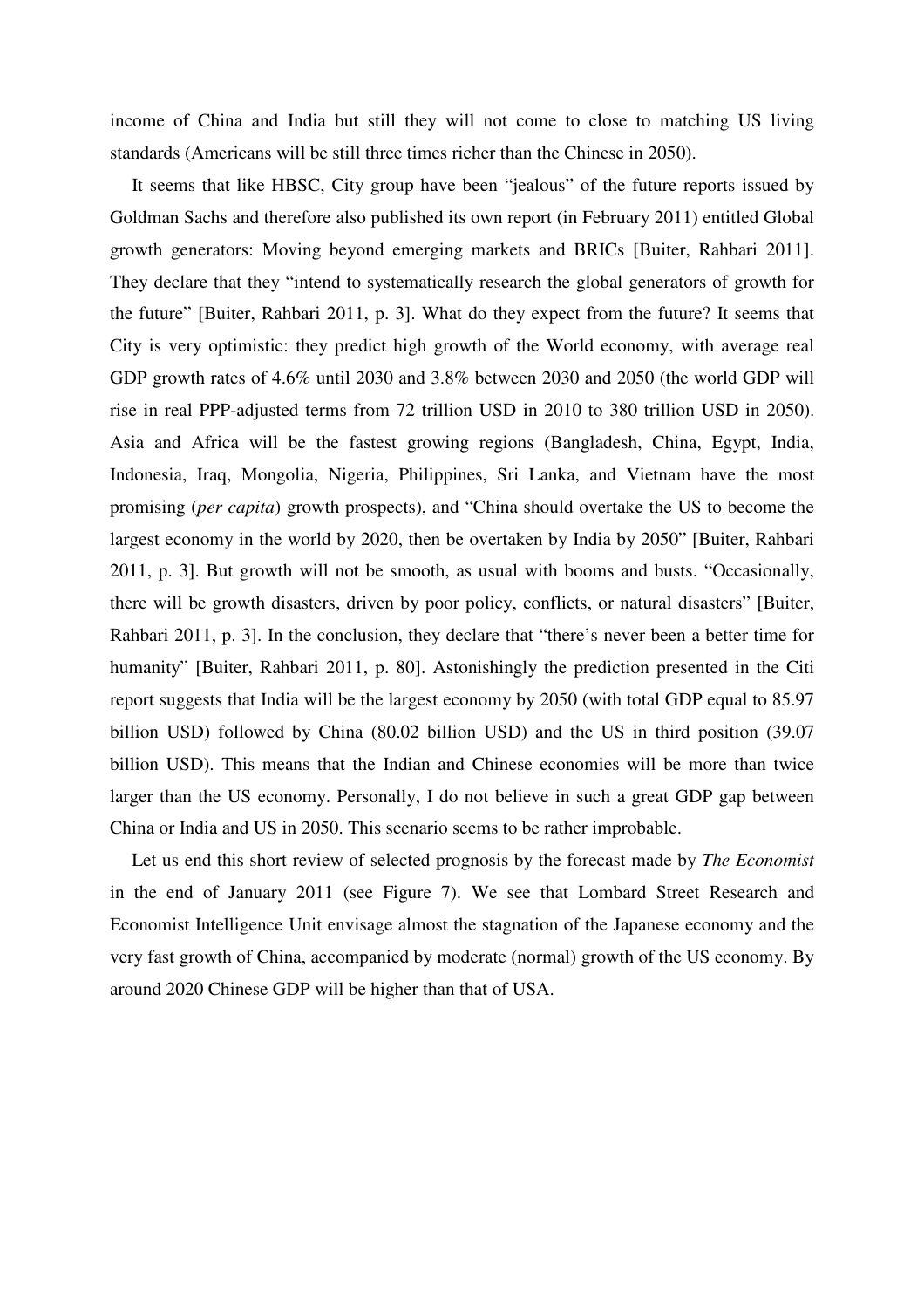income of China and India but still they will not come to close to matching US living standards (Americans will be still three times richer than the Chinese in 2050).

It seems that like HBSC, City group have been "jealous" of the future reports issued by Goldman Sachs and therefore also published its own report (in February 2011) entitled Global growth generators: Moving beyond emerging markets and BRICs [Buiter, Rahbari 2011]. They declare that they "intend to systematically research the global generators of growth for the future" [Buiter, Rahbari 2011, p. 3]. What do they expect from the future? It seems that City is very optimistic: they predict high growth of the World economy, with average real GDP growth rates of 4.6% until 2030 and 3.8% between 2030 and 2050 (the world GDP will rise in real PPP-adjusted terms from 72 trillion USD in 2010 to 380 trillion USD in 2050). Asia and Africa will be the fastest growing regions (Bangladesh, China, Egypt, India, Indonesia, Iraq, Mongolia, Nigeria, Philippines, Sri Lanka, and Vietnam have the most promising (*per capita*) growth prospects), and "China should overtake the US to become the largest economy in the world by 2020, then be overtaken by India by 2050" [Buiter, Rahbari 2011, p. 3]. But growth will not be smooth, as usual with booms and busts. "Occasionally, there will be growth disasters, driven by poor policy, conflicts, or natural disasters" [Buiter, Rahbari 2011, p. 3]. In the conclusion, they declare that "there's never been a better time for humanity" [Buiter, Rahbari 2011, p. 80]. Astonishingly the prediction presented in the Citi report suggests that India will be the largest economy by 2050 (with total GDP equal to 85.97 billion USD) followed by China (80.02 billion USD) and the US in third position (39.07 billion USD). This means that the Indian and Chinese economies will be more than twice larger than the US economy. Personally, I do not believe in such a great GDP gap between China or India and US in 2050. This scenario seems to be rather improbable.

Let us end this short review of selected prognosis by the forecast made by *The Economist* in the end of January 2011 (see Figure 7). We see that Lombard Street Research and Economist Intelligence Unit envisage almost the stagnation of the Japanese economy and the very fast growth of China, accompanied by moderate (normal) growth of the US economy. By around 2020 Chinese GDP will be higher than that of USA.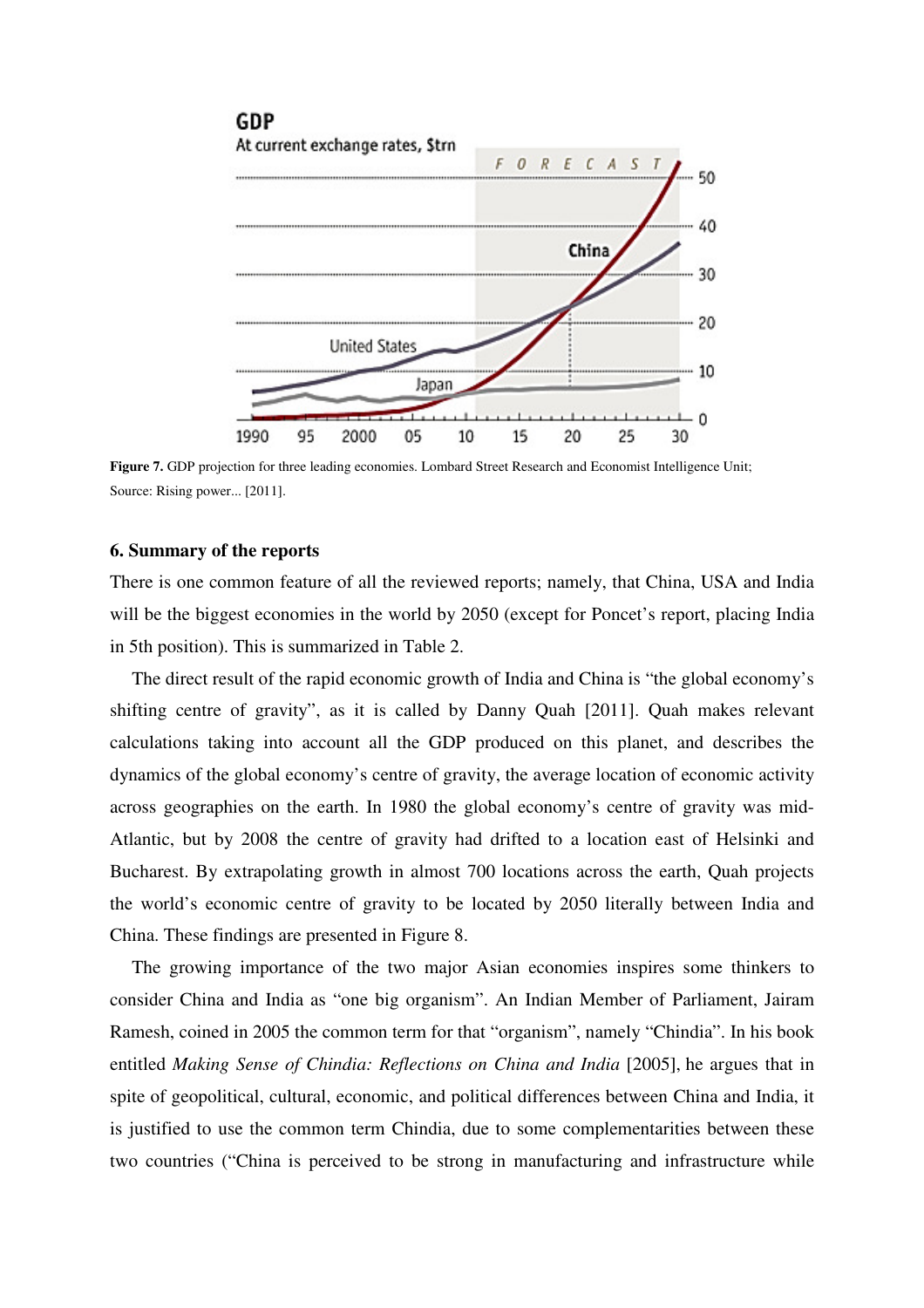**Figure 7.** GDP projection for three leading economies. Lombard Street Research and Economist Intelligence Unit; Source: Rising power... [2011].

## 6. Summary of the reports

There is one common feature of all the reviewed reports; namely, that China, USA and India will be the biggest economies in the world by 2050 (except for Poncet's report, placing India in 5th position). This is summarized in Table 2.

The direct result of the rapid economic growth of India and China is "the global economy's shifting centre of gravity", as it is called by Danny Quah [2011]. Quah makes relevant calculations taking into account all the GDP produced on this planet, and describes the dynamics of the global economy's centre of gravity, the average location of economic activity across geographies on the earth. In 1980 the global economy's centre of gravity was mid-Atlantic, but by 2008 the centre of gravity had drifted to a location east of Helsinki and Bucharest. By extrapolating growth in almost 700 locations across the earth, Quah projects the world's economic centre of gravity to be located by 2050 literally between India and China. These findings are presented in Figure 8.

The growing importance of the two major Asian economies inspires some thinkers to consider China and India as "one big organism". An Indian Member of Parliament, Jairam Ramesh, coined in 2005 the common term for that "organism", namely "Chindia". In his book entitled *Making Sense of Chindia: Reflections on China and India* [2005], he argues that in spite of geopolitical, cultural, economic, and political differences between China and India, it is justified to use the common term Chindia, due to some complementarities between these two countries ("China is perceived to be strong in manufacturing and infrastructure while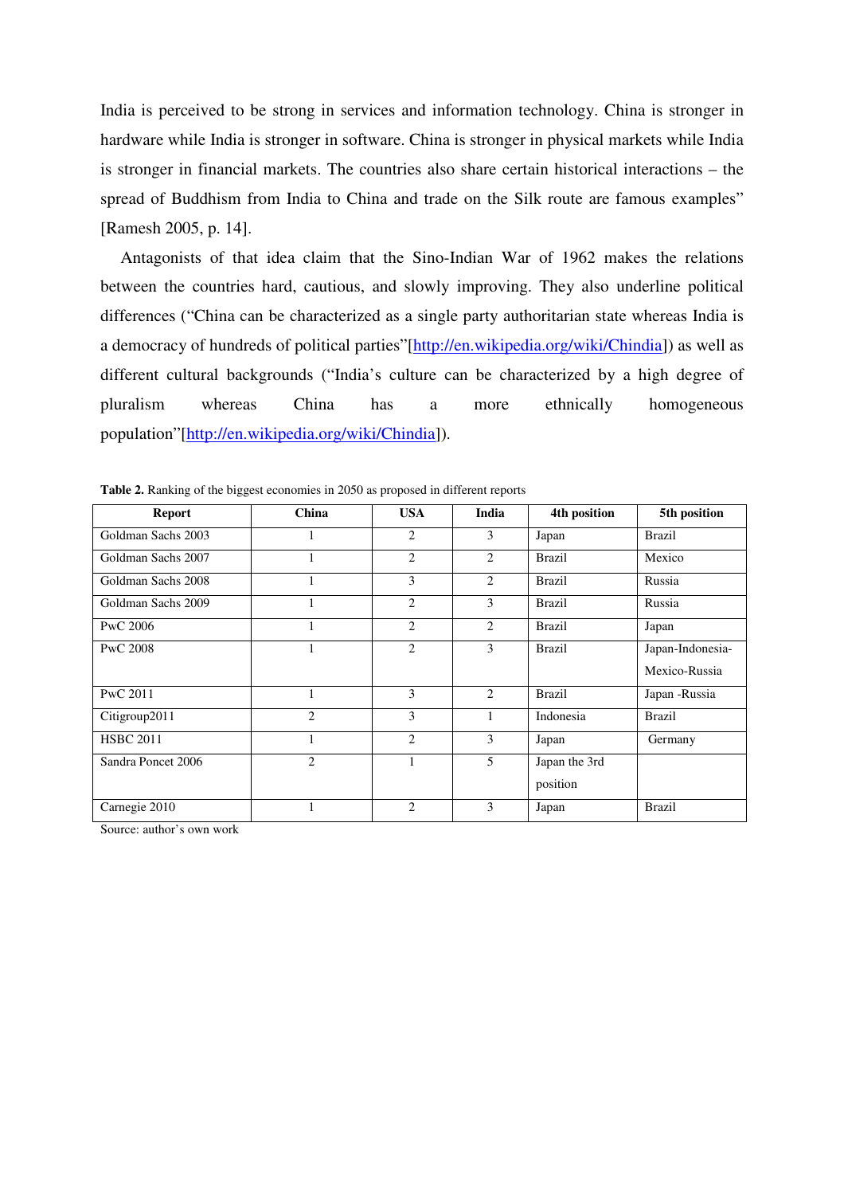India is perceived to be strong in services and information technology. China is stronger in hardware while India is stronger in software. China is stronger in physical markets while India is stronger in financial markets. The countries also share certain historical interactions – the spread of Buddhism from India to China and trade on the Silk route are famous examples" [Ramesh 2005, p. 14].

Antagonists of that idea claim that the Sino-Indian War of 1962 makes the relations between the countries hard, cautious, and slowly improving. They also underline political differences ("China can be characterized as a single party authoritarian state whereas India is a democracy of hundreds of political parties"[http://en.wikipedia.org/wiki/Chindia]) as well as different cultural backgrounds ("India's culture can be characterized by a high degree of pluralism whereas China has a more ethnically homogeneous population"[http://en.wikipedia.org/wiki/Chindia]).

**Table 2.** Ranking of the biggest economies in 2050 as proposed in different reports

| Report | China | USA | India | 4th position | 5th position |
|---|---|---|---|---|---|
| Goldman Sachs 2003 | 1 | 2 | 3 | Japan | Brazil |
| Goldman Sachs 2007 | 1 | 2 | 2 | Brazil | Mexico |
| Goldman Sachs 2008 | 1 | 3 | 2 | Brazil | Russia |
| Goldman Sachs 2009 | 1 | 2 | 3 | Brazil | Russia |
| PwC 2006 | 1 | 2 | 2 | Brazil | Japan |
| PwC 2008 | 1 | 2 | 3 | Brazil | Japan-Indonesia-Mexico-Russia |
| PwC 2011 | 1 | 3 | 2 | Brazil | Japan -Russia |
| Citigroup2011 | 2 | 3 | 1 | Indonesia | Brazil |
| HSBC 2011 | 1 | 2 | 3 | Japan | Germany |
| Sandra Poncet 2006 | 2 | 1 | 5 | Japan the 3rd position | |
| Carnegie 2010 | 1 | 2 | 3 | Japan | Brazil |

Source: author's own work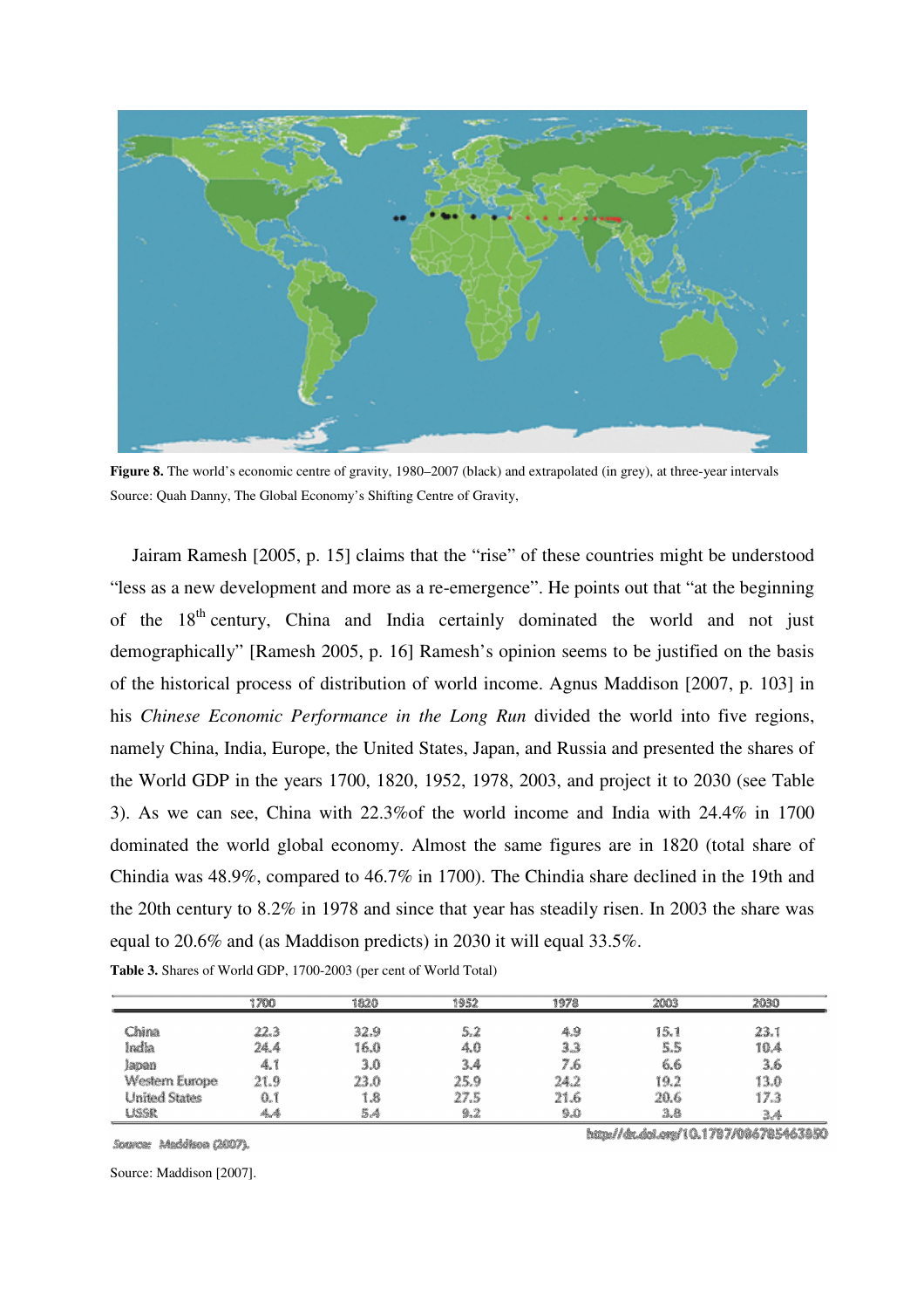**Figure 8.** The world's economic centre of gravity, 1980–2007 (black) and extrapolated (in grey), at three-year intervals

Source: Quah Danny, The Global Economy's Shifting Centre of Gravity,

Jairam Ramesh [2005, p. 15] claims that the "rise" of these countries might be understood "less as a new development and more as a re-emergence". He points out that "at the beginning of the 18th century, China and India certainly dominated the world and not just demographically" [Ramesh 2005, p. 16] Ramesh's opinion seems to be justified on the basis of the historical process of distribution of world income. Agnus Maddison [2007, p. 103] in his *Chinese Economic Performance in the Long Run* divided the world into five regions, namely China, India, Europe, the United States, Japan, and Russia and presented the shares of the World GDP in the years 1700, 1820, 1952, 1978, 2003, and project it to 2030 (see Table 3). As we can see, China with 22.3%of the world income and India with 24.4% in 1700 dominated the world global economy. Almost the same figures are in 1820 (total share of Chindia was 48.9%, compared to 46.7% in 1700). The Chindia share declined in the 19th and the 20th century to 8.2% in 1978 and since that year has steadily risen. In 2003 the share was equal to 20.6% and (as Maddison predicts) in 2030 it will equal 33.5%.

**Table 3.** Shares of World GDP, 1700-2003 (per cent of World Total)

| | 1700 | 1820 | 1952 | 1978 | 2003 | 2030 |
|---|---|---|---|---|---|---|
| China | 22.3 | 32.9 | 5.2 | 4.9 | 15.1 | 23.1 |
| India | 24.4 | 16.0 | 4.0 | 3.3 | 5.5 | 10.4 |
| Japan | 4.1 | 3.0 | 3.4 | 7.6 | 6.6 | 3.6 |
| Western Europe | 21.9 | 23.0 | 25.9 | 24.2 | 19.2 | 13.0 |
| United States | 0.1 | 1.8 | 27.5 | 21.6 | 20.6 | 17.3 |
| USSR | 4.4 | 5.4 | 9.2 | 9.0 | 3.8 | 3.4 |

Source: Maddison (2007). http://dx.doi.org/10.1787/086785463850

Source: Maddison [2007].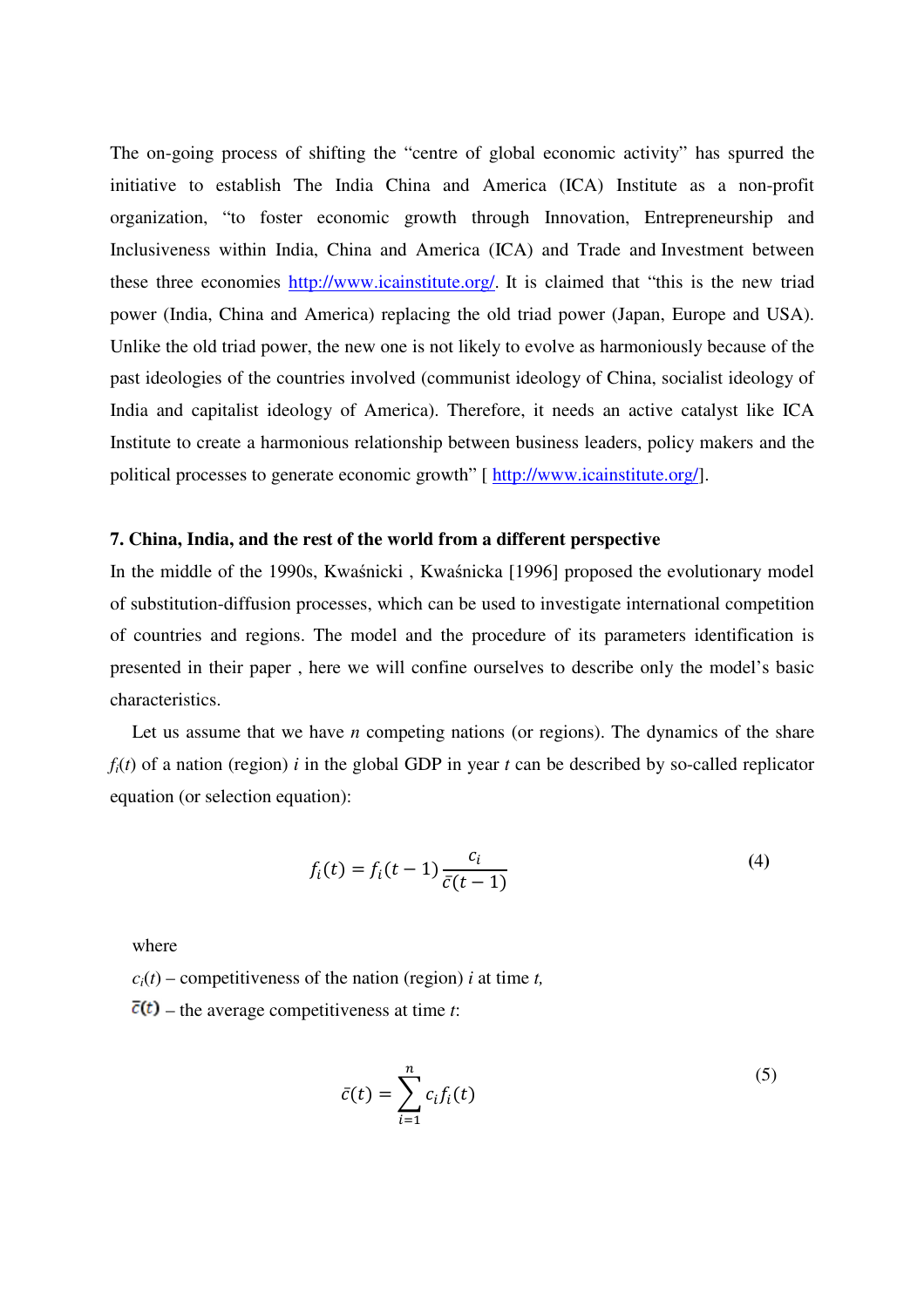The on-going process of shifting the "centre of global economic activity" has spurred the initiative to establish The India China and America (ICA) Institute as a non-profit organization, "to foster economic growth through Innovation, Entrepreneurship and Inclusiveness within India, China and America (ICA) and Trade and Investment between these three economies http://www.icainstitute.org/. It is claimed that "this is the new triad power (India, China and America) replacing the old triad power (Japan, Europe and USA). Unlike the old triad power, the new one is not likely to evolve as harmoniously because of the past ideologies of the countries involved (communist ideology of China, socialist ideology of India and capitalist ideology of America). Therefore, it needs an active catalyst like ICA Institute to create a harmonious relationship between business leaders, policy makers and the political processes to generate economic growth" [ http://www.icainstitute.org/].

### 7. China, India, and the rest of the world from a different perspective

In the middle of the 1990s, Kwaśnicki , Kwaśnicka [1996] proposed the evolutionary model of substitution-diffusion processes, which can be used to investigate international competition of countries and regions. The model and the procedure of its parameters identification is presented in their paper , here we will confine ourselves to describe only the model's basic characteristics.

Let us assume that we have $n$ competing nations (or regions). The dynamics of the share $f_i(t)$ of a nation (region) $i$ in the global GDP in year $t$ can be described by so-called replicator equation (or selection equation):

$$f_i(t) = f_i(t-1)\frac{c_i}{\bar{c}(t-1)} \tag{4}$$

where

$c_i(t)$ – competitiveness of the nation (region) $i$ at time $t$,

$\bar{c}(t)$ – the average competitiveness at time $t$:

$$\bar{c}(t) = \sum_{i=1}^{n} c_i f_i(t) \tag{5}$$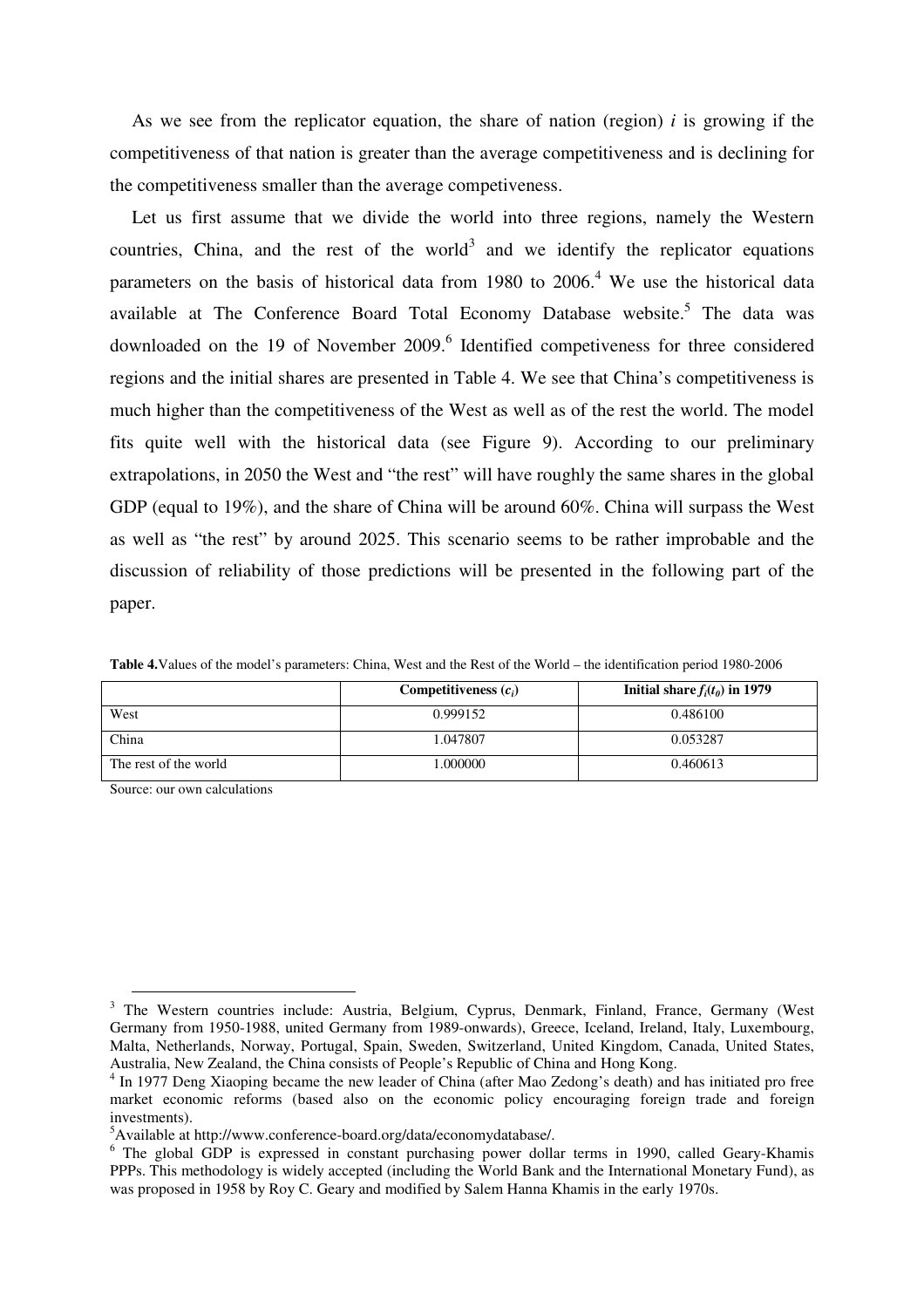As we see from the replicator equation, the share of nation (region) $i$ is growing if the competitiveness of that nation is greater than the average competitiveness and is declining for the competitiveness smaller than the average competiveness.

Let us first assume that we divide the world into three regions, namely the Western countries, China, and the rest of the world[3] and we identify the replicator equations parameters on the basis of historical data from 1980 to 2006.[4] We use the historical data available at The Conference Board Total Economy Database website.[5] The data was downloaded on the 19 of November 2009.[6] Identified competiveness for three considered regions and the initial shares are presented in Table 4. We see that China's competitiveness is much higher than the competitiveness of the West as well as of the rest the world. The model fits quite well with the historical data (see Figure 9). According to our preliminary extrapolations, in 2050 the West and "the rest" will have roughly the same shares in the global GDP (equal to 19%), and the share of China will be around 60%. China will surpass the West as well as "the rest" by around 2025. This scenario seems to be rather improbable and the discussion of reliability of those predictions will be presented in the following part of the paper.

**Table 4.** Values of the model's parameters: China, West and the Rest of the World – the identification period 1980-2006

| | Competitiveness ($c_i$) | Initial share $f_i(t_0)$ in 1979 |
|---|---|---|
| West | 0.999152 | 0.486100 |
| China | 1.047807 | 0.053287 |
| The rest of the world | 1.000000 | 0.460613 |

Source: our own calculations

[3] The Western countries include: Austria, Belgium, Cyprus, Denmark, Finland, France, Germany (West Germany from 1950-1988, united Germany from 1989-onwards), Greece, Iceland, Ireland, Italy, Luxembourg, Malta, Netherlands, Norway, Portugal, Spain, Sweden, Switzerland, United Kingdom, Canada, United States, Australia, New Zealand, the China consists of People's Republic of China and Hong Kong.

[4] In 1977 Deng Xiaoping became the new leader of China (after Mao Zedong's death) and has initiated pro free market economic reforms (based also on the economic policy encouraging foreign trade and foreign investments).

[5] Available at http://www.conference-board.org/data/economydatabase/.

[6] The global GDP is expressed in constant purchasing power dollar terms in 1990, called Geary-Khamis PPPs. This methodology is widely accepted (including the World Bank and the International Monetary Fund), as was proposed in 1958 by Roy C. Geary and modified by Salem Hanna Khamis in the early 1970s.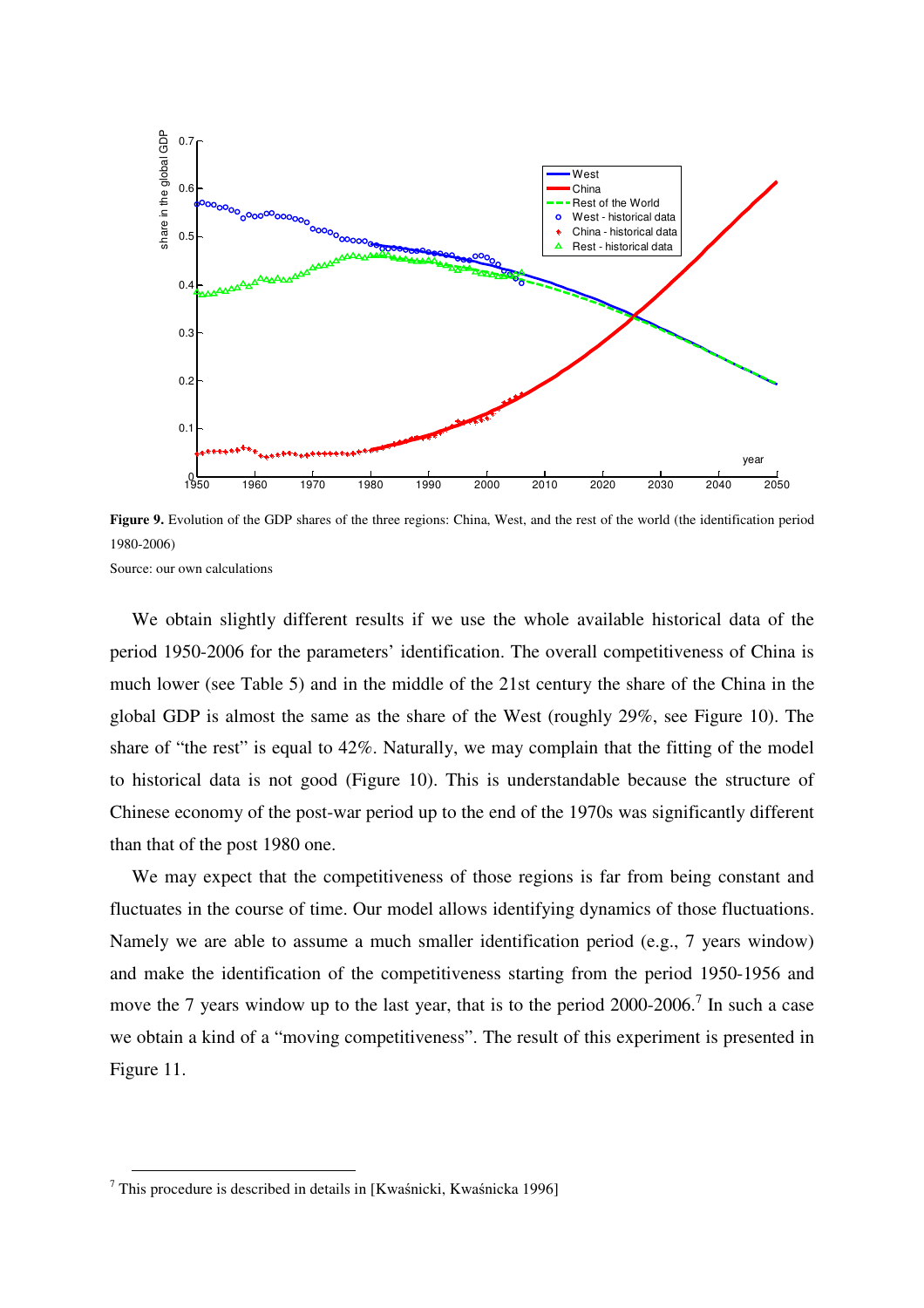**Figure 9.** Evolution of the GDP shares of the three regions: China, West, and the rest of the world (the identification period 1980-2006)

Source: our own calculations

We obtain slightly different results if we use the whole available historical data of the period 1950-2006 for the parameters' identification. The overall competitiveness of China is much lower (see Table 5) and in the middle of the 21st century the share of the China in the global GDP is almost the same as the share of the West (roughly 29%, see Figure 10). The share of "the rest" is equal to 42%. Naturally, we may complain that the fitting of the model to historical data is not good (Figure 10). This is understandable because the structure of Chinese economy of the post-war period up to the end of the 1970s was significantly different than that of the post 1980 one.

We may expect that the competitiveness of those regions is far from being constant and fluctuates in the course of time. Our model allows identifying dynamics of those fluctuations. Namely we are able to assume a much smaller identification period (e.g., 7 years window) and make the identification of the competitiveness starting from the period 1950-1956 and move the 7 years window up to the last year, that is to the period 2000-2006.[7] In such a case we obtain a kind of a "moving competitiveness". The result of this experiment is presented in Figure 11.

[7] This procedure is described in details in [Kwaśnicki, Kwaśnicka 1996]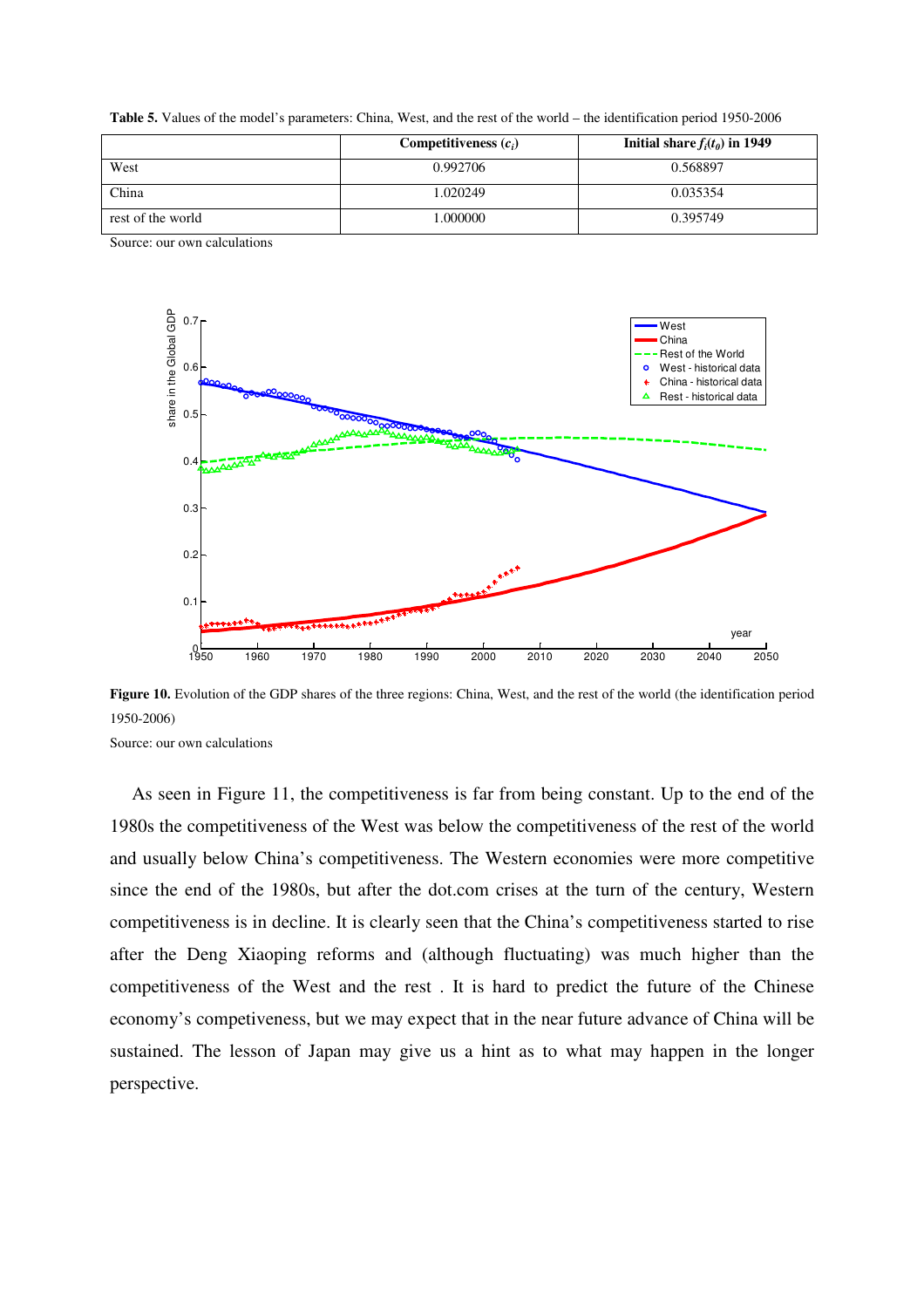**Table 5.** Values of the model's parameters: China, West, and the rest of the world – the identification period 1950-2006

| | Competitiveness ($c_i$) | Initial share $f_i(t_0)$ in 1949 |
|---|---|---|
| West | 0.992706 | 0.568897 |
| China | 1.020249 | 0.035354 |
| rest of the world | 1.000000 | 0.395749 |

Source: our own calculations

**Figure 10.** Evolution of the GDP shares of the three regions: China, West, and the rest of the world (the identification period 1950-2006)

Source: our own calculations

As seen in Figure 11, the competitiveness is far from being constant. Up to the end of the 1980s the competitiveness of the West was below the competitiveness of the rest of the world and usually below China's competitiveness. The Western economies were more competitive since the end of the 1980s, but after the dot.com crises at the turn of the century, Western competitiveness is in decline. It is clearly seen that the China's competitiveness started to rise after the Deng Xiaoping reforms and (although fluctuating) was much higher than the competitiveness of the West and the rest . It is hard to predict the future of the Chinese economy's competiveness, but we may expect that in the near future advance of China will be sustained. The lesson of Japan may give us a hint as to what may happen in the longer perspective.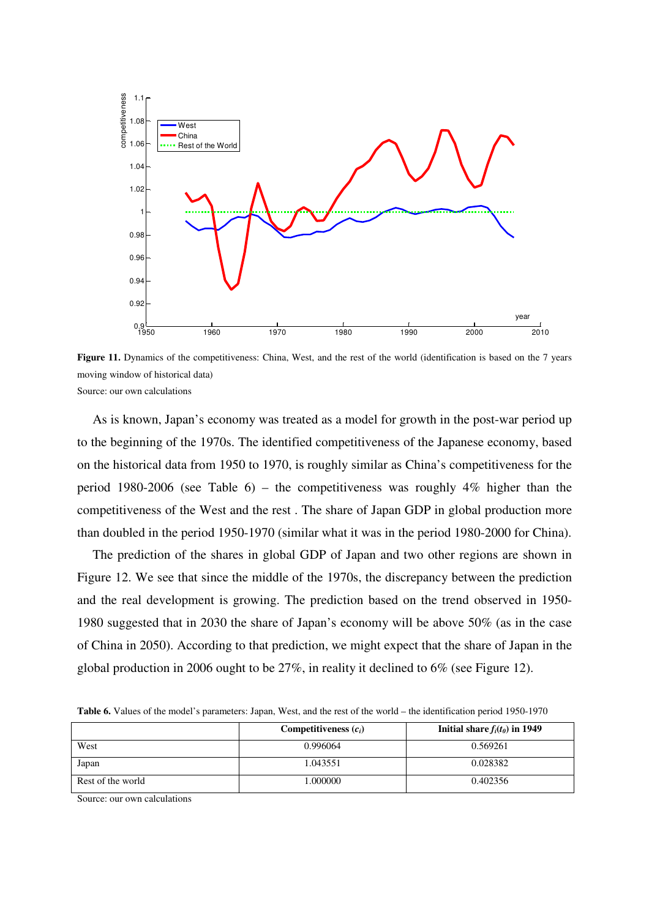**Figure 11.** Dynamics of the competitiveness: China, West, and the rest of the world (identification is based on the 7 years moving window of historical data)

Source: our own calculations

As is known, Japan's economy was treated as a model for growth in the post-war period up to the beginning of the 1970s. The identified competitiveness of the Japanese economy, based on the historical data from 1950 to 1970, is roughly similar as China's competitiveness for the period 1980-2006 (see Table 6) – the competitiveness was roughly 4% higher than the competitiveness of the West and the rest . The share of Japan GDP in global production more than doubled in the period 1950-1970 (similar what it was in the period 1980-2000 for China).

The prediction of the shares in global GDP of Japan and two other regions are shown in Figure 12. We see that since the middle of the 1970s, the discrepancy between the prediction and the real development is growing. The prediction based on the trend observed in 1950-1980 suggested that in 2030 the share of Japan's economy will be above 50% (as in the case of China in 2050). According to that prediction, we might expect that the share of Japan in the global production in 2006 ought to be 27%, in reality it declined to 6% (see Figure 12).

**Table 6.** Values of the model's parameters: Japan, West, and the rest of the world – the identification period 1950-1970

| | Competitiveness ($c_i$) | Initial share $f_i(t_0)$ in 1949 |
|---|---|---|
| West | 0.996064 | 0.569261 |
| Japan | 1.043551 | 0.028382 |
| Rest of the world | 1.000000 | 0.402356 |

Source: our own calculations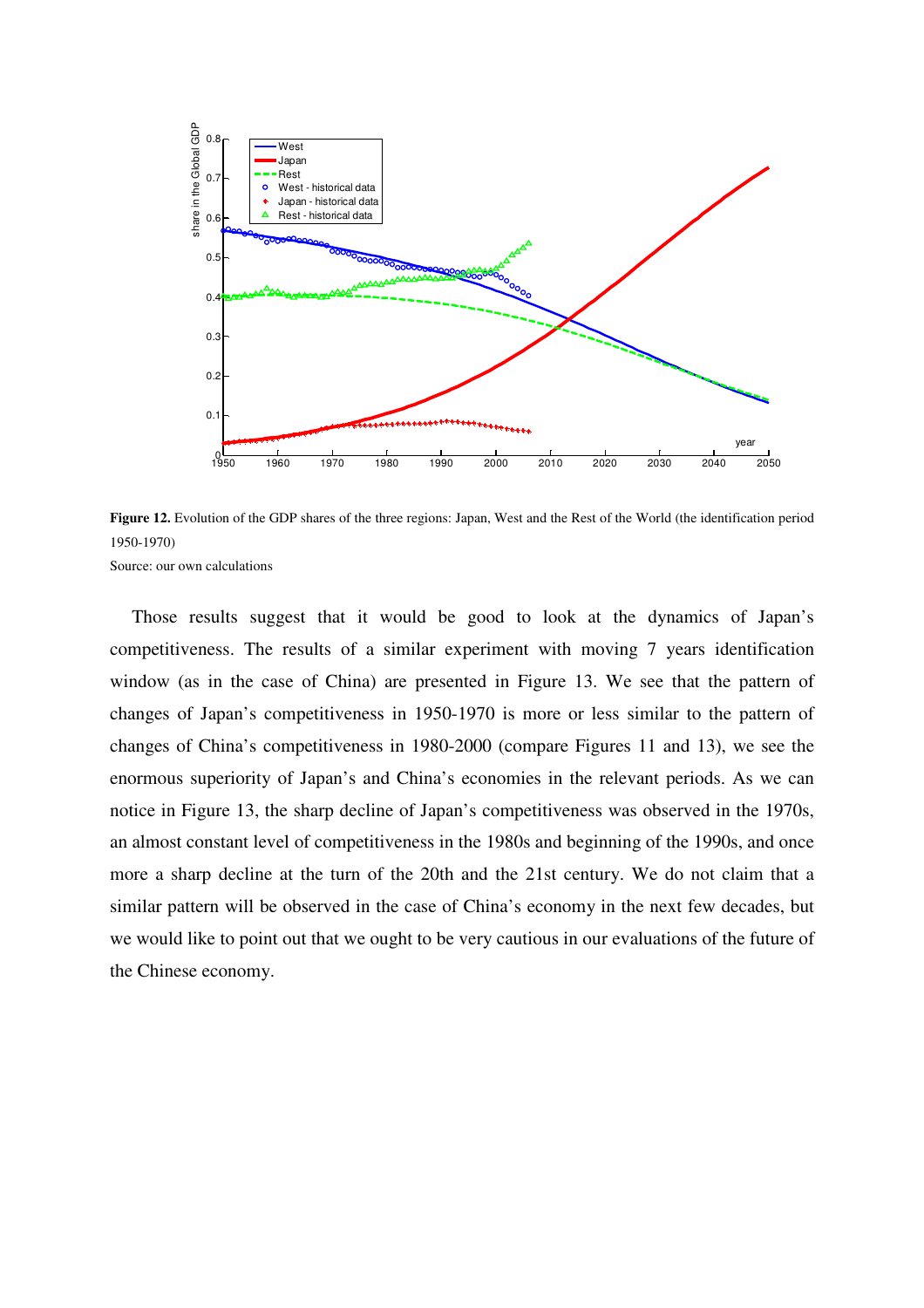**Figure 12.** Evolution of the GDP shares of the three regions: Japan, West and the Rest of the World (the identification period 1950-1970)

Source: our own calculations

Those results suggest that it would be good to look at the dynamics of Japan's competitiveness. The results of a similar experiment with moving 7 years identification window (as in the case of China) are presented in Figure 13. We see that the pattern of changes of Japan's competitiveness in 1950-1970 is more or less similar to the pattern of changes of China's competitiveness in 1980-2000 (compare Figures 11 and 13), we see the enormous superiority of Japan's and China's economies in the relevant periods. As we can notice in Figure 13, the sharp decline of Japan's competitiveness was observed in the 1970s, an almost constant level of competitiveness in the 1980s and beginning of the 1990s, and once more a sharp decline at the turn of the 20th and the 21st century. We do not claim that a similar pattern will be observed in the case of China's economy in the next few decades, but we would like to point out that we ought to be very cautious in our evaluations of the future of the Chinese economy.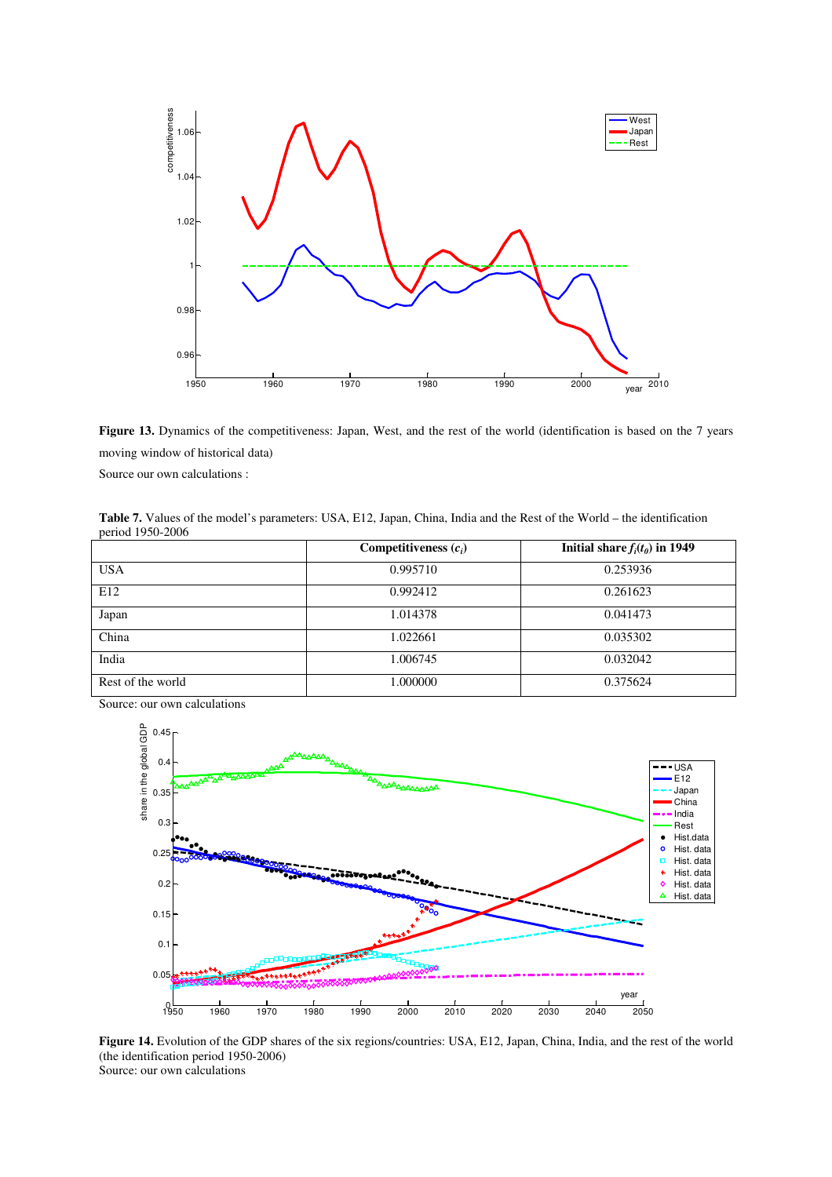**Figure 13.** Dynamics of the competitiveness: Japan, West, and the rest of the world (identification is based on the 7 years moving window of historical data)

Source our own calculations :

**Table 7.** Values of the model's parameters: USA, E12, Japan, China, India and the Rest of the World – the identification period 1950-2006

| | **Competitiveness ($c_i$)** | **Initial share $f_i(t_0)$ in 1949** |
|---|---|---|
| USA | 0.995710 | 0.253936 |
| E12 | 0.992412 | 0.261623 |
| Japan | 1.014378 | 0.041473 |
| China | 1.022661 | 0.035302 |
| India | 1.006745 | 0.032042 |
| Rest of the world | 1.000000 | 0.375624 |

Source: our own calculations

**Figure 14.** Evolution of the GDP shares of the six regions/countries: USA, E12, Japan, China, India, and the rest of the world (the identification period 1950-2006)

Source: our own calculations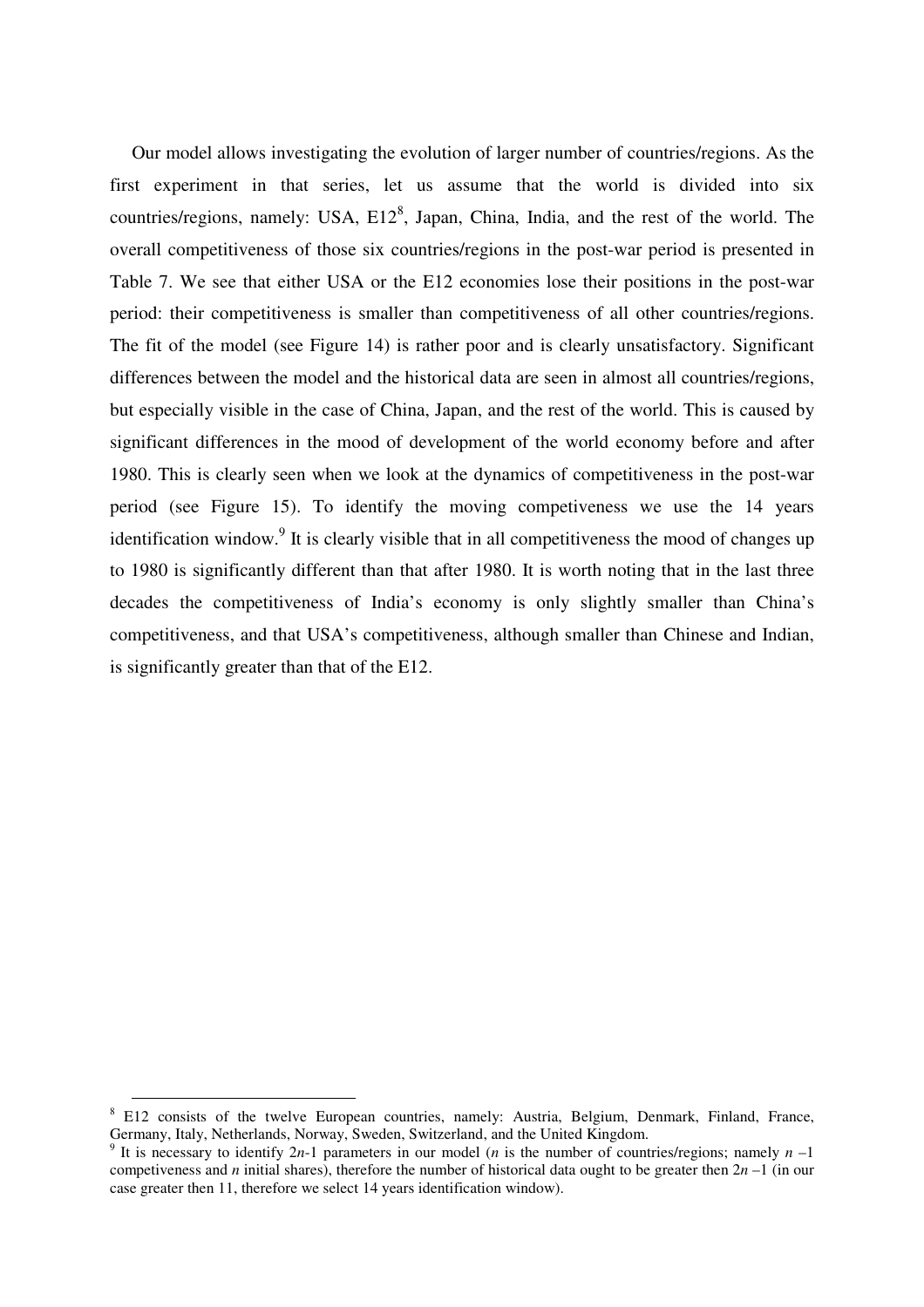Our model allows investigating the evolution of larger number of countries/regions. As the first experiment in that series, let us assume that the world is divided into six countries/regions, namely: USA, E12[8], Japan, China, India, and the rest of the world. The overall competitiveness of those six countries/regions in the post-war period is presented in Table 7. We see that either USA or the E12 economies lose their positions in the post-war period: their competitiveness is smaller than competitiveness of all other countries/regions. The fit of the model (see Figure 14) is rather poor and is clearly unsatisfactory. Significant differences between the model and the historical data are seen in almost all countries/regions, but especially visible in the case of China, Japan, and the rest of the world. This is caused by significant differences in the mood of development of the world economy before and after 1980. This is clearly seen when we look at the dynamics of competitiveness in the post-war period (see Figure 15). To identify the moving competiveness we use the 14 years identification window.[9] It is clearly visible that in all competitiveness the mood of changes up to 1980 is significantly different than that after 1980. It is worth noting that in the last three decades the competitiveness of India's economy is only slightly smaller than China's competitiveness, and that USA's competitiveness, although smaller than Chinese and Indian, is significantly greater than that of the E12.

[8] E12 consists of the twelve European countries, namely: Austria, Belgium, Denmark, Finland, France, Germany, Italy, Netherlands, Norway, Sweden, Switzerland, and the United Kingdom.

[9] It is necessary to identify $2n$-1 parameters in our model ($n$ is the number of countries/regions; namely $n$ –1 competiveness and $n$ initial shares), therefore the number of historical data ought to be greater then $2n$ –1 (in our case greater then 11, therefore we select 14 years identification window).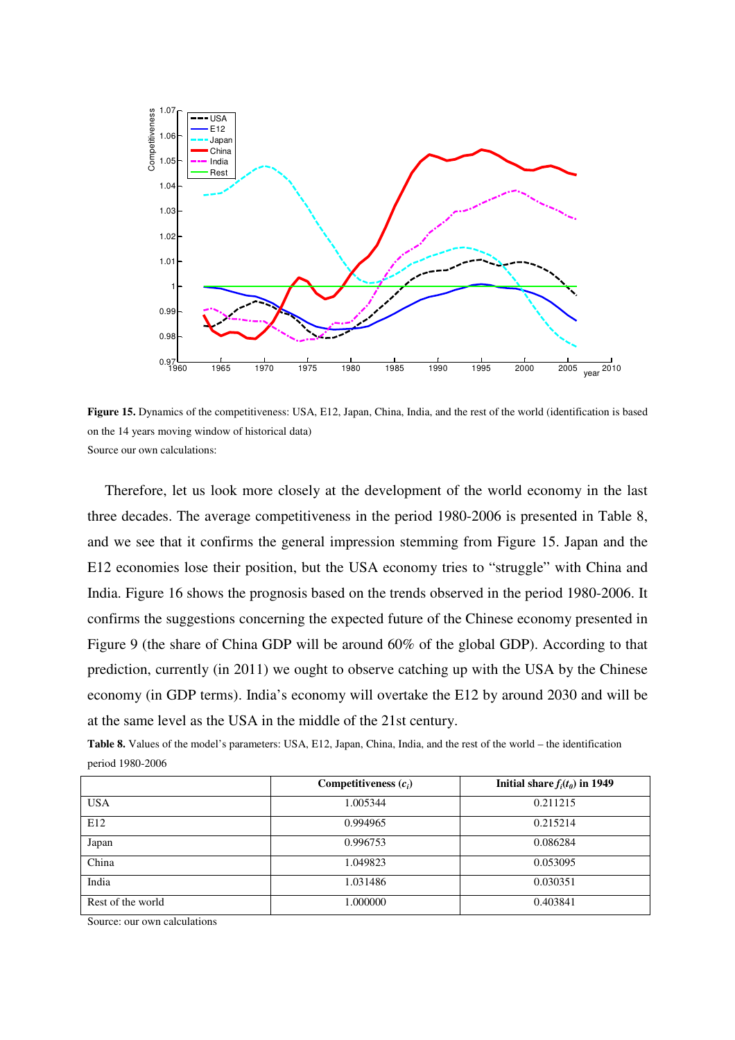**Figure 15.** Dynamics of the competitiveness: USA, E12, Japan, China, India, and the rest of the world (identification is based on the 14 years moving window of historical data)

Source our own calculations:

Therefore, let us look more closely at the development of the world economy in the last three decades. The average competitiveness in the period 1980-2006 is presented in Table 8, and we see that it confirms the general impression stemming from Figure 15. Japan and the E12 economies lose their position, but the USA economy tries to "struggle" with China and India. Figure 16 shows the prognosis based on the trends observed in the period 1980-2006. It confirms the suggestions concerning the expected future of the Chinese economy presented in Figure 9 (the share of China GDP will be around 60% of the global GDP). According to that prediction, currently (in 2011) we ought to observe catching up with the USA by the Chinese economy (in GDP terms). India's economy will overtake the E12 by around 2030 and will be at the same level as the USA in the middle of the 21st century.

**Table 8.** Values of the model's parameters: USA, E12, Japan, China, India, and the rest of the world – the identification period 1980-2006

| | Competitiveness ($c_i$) | Initial share $f_i(t_0)$ in 1949 |
|---|---|---|
| USA | 1.005344 | 0.211215 |
| E12 | 0.994965 | 0.215214 |
| Japan | 0.996753 | 0.086284 |
| China | 1.049823 | 0.053095 |
| India | 1.031486 | 0.030351 |
| Rest of the world | 1.000000 | 0.403841 |

Source: our own calculations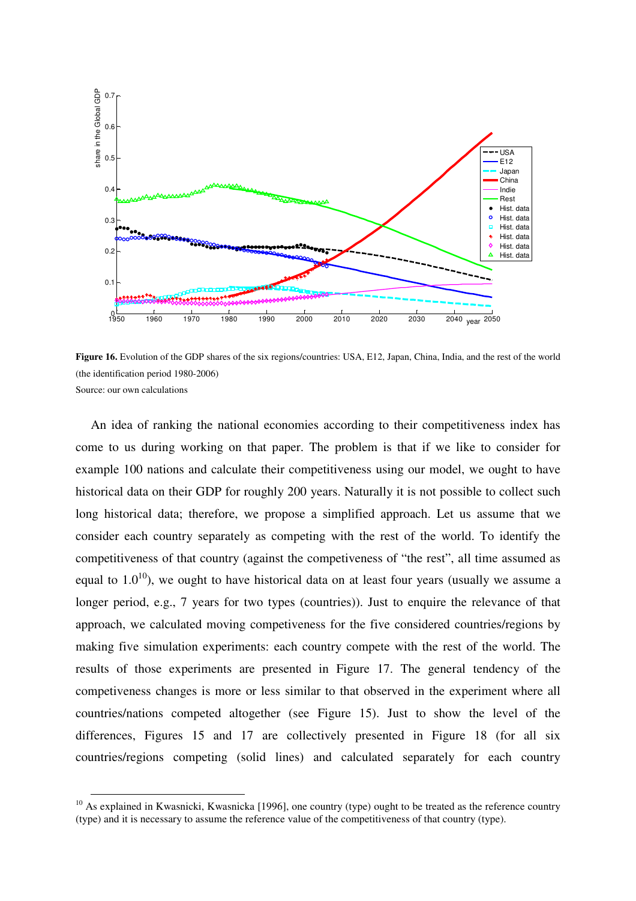**Figure 16.** Evolution of the GDP shares of the six regions/countries: USA, E12, Japan, China, India, and the rest of the world (the identification period 1980-2006)

Source: our own calculations

An idea of ranking the national economies according to their competitiveness index has come to us during working on that paper. The problem is that if we like to consider for example 100 nations and calculate their competitiveness using our model, we ought to have historical data on their GDP for roughly 200 years. Naturally it is not possible to collect such long historical data; therefore, we propose a simplified approach. Let us assume that we consider each country separately as competing with the rest of the world. To identify the competitiveness of that country (against the competeness of "the rest", all time assumed as equal to 1.0[10]), we ought to have historical data on at least four years (usually we assume a longer period, e.g., 7 years for two types (countries)). Just to enquire the relevance of that approach, we calculated moving competiveness for the five considered countries/regions by making five simulation experiments: each country compete with the rest of the world. The results of those experiments are presented in Figure 17. The general tendency of the competiveness changes is more or less similar to that observed in the experiment where all countries/nations competed altogether (see Figure 15). Just to show the level of the differences, Figures 15 and 17 are collectively presented in Figure 18 (for all six countries/regions competing (solid lines) and calculated separately for each country

[10] As explained in Kwasnicki, Kwasnicka [1996], one country (type) ought to be treated as the reference country (type) and it is necessary to assume the reference value of the competitiveness of that country (type).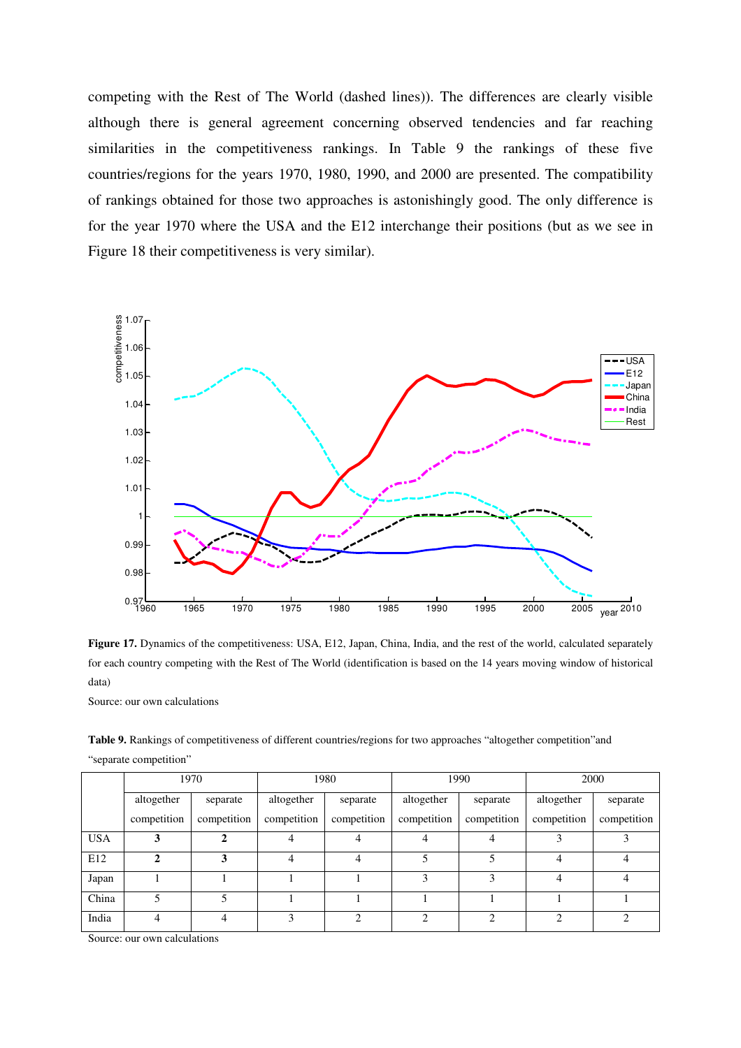competing with the Rest of The World (dashed lines)). The differences are clearly visible although there is general agreement concerning observed tendencies and far reaching similarities in the competitiveness rankings. In Table 9 the rankings of these five countries/regions for the years 1970, 1980, 1990, and 2000 are presented. The compatibility of rankings obtained for those two approaches is astonishingly good. The only difference is for the year 1970 where the USA and the E12 interchange their positions (but as we see in Figure 18 their competitiveness is very similar).

**Figure 17.** Dynamics of the competitiveness: USA, E12, Japan, China, India, and the rest of the world, calculated separately for each country competing with the Rest of The World (identification is based on the 14 years moving window of historical data)

Source: our own calculations

**Table 9.** Rankings of competitiveness of different countries/regions for two approaches "altogether competition" and "separate competition"

| | 1970 | | 1980 | | 1990 | | 2000 | |
|---|---|---|---|---|---|---|---|---|
| | altogether competition | separate competition | altogether competition | separate competition | altogether competition | separate competition | altogether competition | separate competition |
| USA | **3** | **2** | 4 | 4 | 4 | 4 | 3 | 3 |
| E12 | **2** | **3** | 4 | 4 | 5 | 5 | 4 | 4 |
| Japan | 1 | 1 | 1 | 1 | 3 | 3 | 4 | 4 |
| China | 5 | 5 | 1 | 1 | 1 | 1 | 1 | 1 |
| India | 4 | 4 | 3 | 2 | 2 | 2 | 2 | 2 |

Source: our own calculations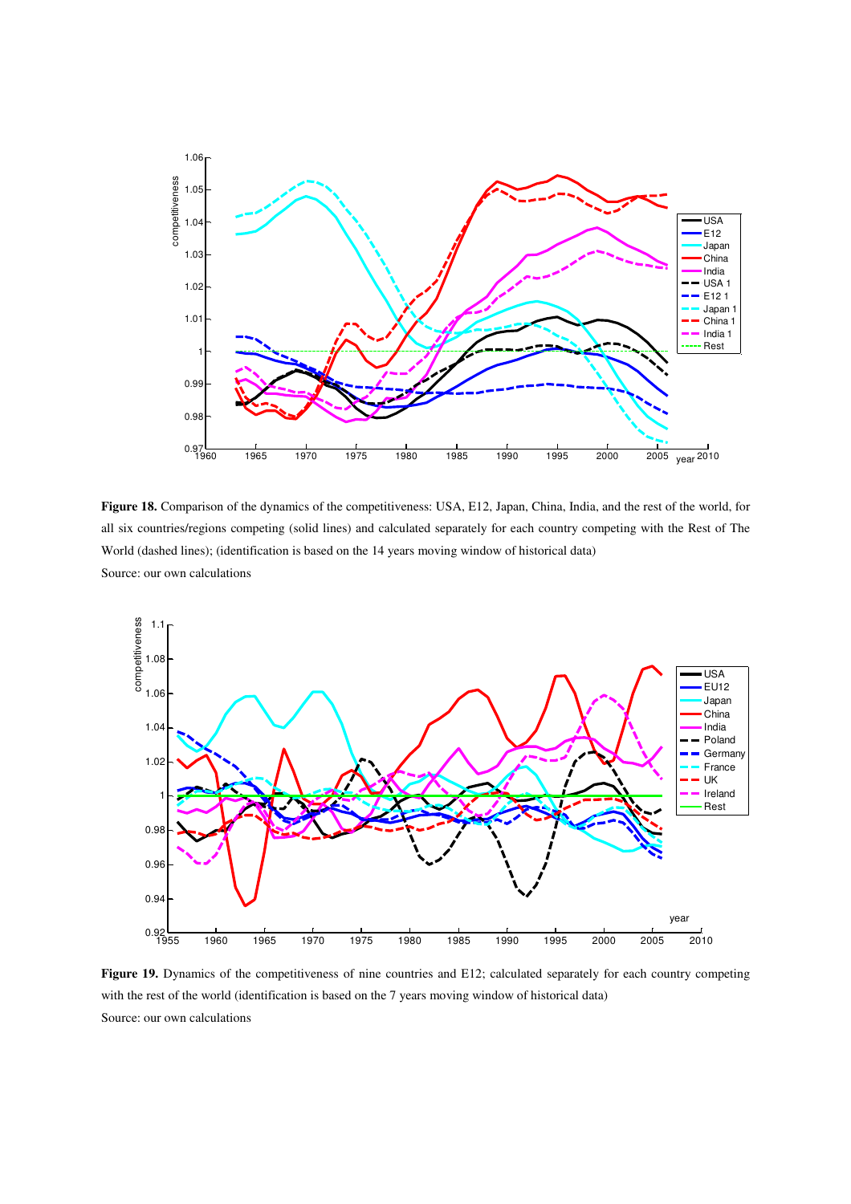**Figure 18.** Comparison of the dynamics of the competitiveness: USA, E12, Japan, China, India, and the rest of the world, for all six countries/regions competing (solid lines) and calculated separately for each country competing with the Rest of The World (dashed lines); (identification is based on the 14 years moving window of historical data)

Source: our own calculations

**Figure 19.** Dynamics of the competitiveness of nine countries and E12; calculated separately for each country competing with the rest of the world (identification is based on the 7 years moving window of historical data)

Source: our own calculations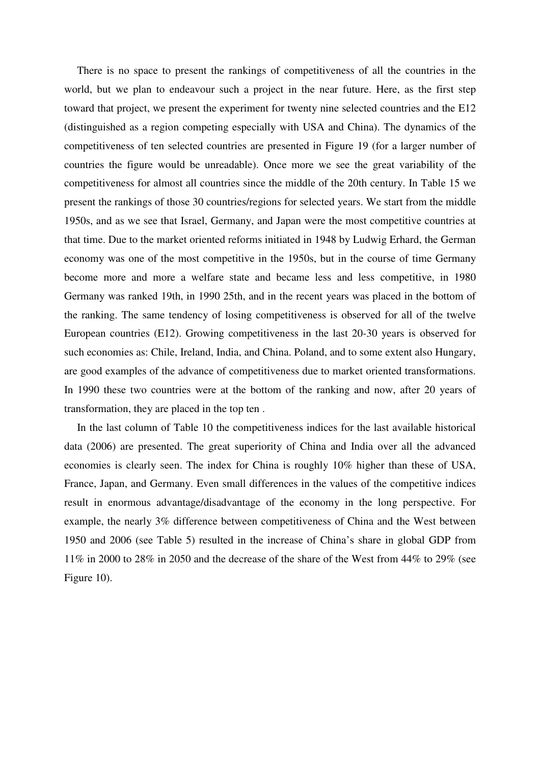There is no space to present the rankings of competitiveness of all the countries in the world, but we plan to endeavour such a project in the near future. Here, as the first step toward that project, we present the experiment for twenty nine selected countries and the E12 (distinguished as a region competing especially with USA and China). The dynamics of the competitiveness of ten selected countries are presented in Figure 19 (for a larger number of countries the figure would be unreadable). Once more we see the great variability of the competitiveness for almost all countries since the middle of the 20th century. In Table 15 we present the rankings of those 30 countries/regions for selected years. We start from the middle 1950s, and as we see that Israel, Germany, and Japan were the most competitive countries at that time. Due to the market oriented reforms initiated in 1948 by Ludwig Erhard, the German economy was one of the most competitive in the 1950s, but in the course of time Germany become more and more a welfare state and became less and less competitive, in 1980 Germany was ranked 19th, in 1990 25th, and in the recent years was placed in the bottom of the ranking. The same tendency of losing competitiveness is observed for all of the twelve European countries (E12). Growing competitiveness in the last 20-30 years is observed for such economies as: Chile, Ireland, India, and China. Poland, and to some extent also Hungary, are good examples of the advance of competitiveness due to market oriented transformations. In 1990 these two countries were at the bottom of the ranking and now, after 20 years of transformation, they are placed in the top ten .

In the last column of Table 10 the competitiveness indices for the last available historical data (2006) are presented. The great superiority of China and India over all the advanced economies is clearly seen. The index for China is roughly 10% higher than these of USA, France, Japan, and Germany. Even small differences in the values of the competitive indices result in enormous advantage/disadvantage of the economy in the long perspective. For example, the nearly 3% difference between competitiveness of China and the West between 1950 and 2006 (see Table 5) resulted in the increase of China's share in global GDP from 11% in 2000 to 28% in 2050 and the decrease of the share of the West from 44% to 29% (see Figure 10).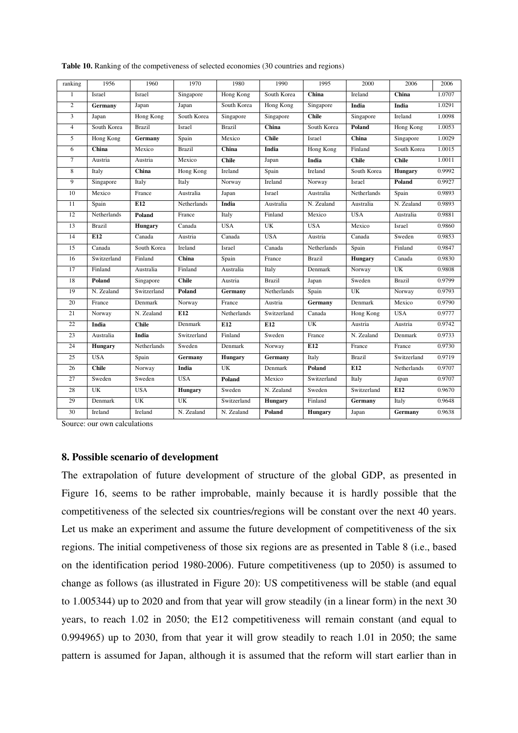**Table 10.** Ranking of the competiveness of selected economies (30 countries and regions)

| ranking | 1956 | 1960 | 1970 | 1980 | 1990 | 1995 | 2000 | 2006 | 2006 |
|---|---|---|---|---|---|---|---|---|---|
| 1 | Israel | Israel | Singapore | Hong Kong | South Korea | **China** | Ireland | **China** | 1.0707 |
| 2 | **Germany** | Japan | Japan | South Korea | Hong Kong | Singapore | **India** | **India** | 1.0291 |
| 3 | Japan | Hong Kong | South Korea | Singapore | Singapore | **Chile** | Singapore | Ireland | 1.0098 |
| 4 | South Korea | Brazil | Israel | Brazil | **China** | South Korea | **Poland** | Hong Kong | 1.0053 |
| 5 | Hong Kong | **Germany** | Spain | Mexico | **Chile** | Israel | **China** | Singapore | 1.0029 |
| 6 | **China** | Mexico | Brazil | **China** | **India** | Hong Kong | Finland | South Korea | 1.0015 |
| 7 | Austria | Austria | Mexico | **Chile** | Japan | **India** | **Chile** | **Chile** | 1.0011 |
| 8 | Italy | **China** | Hong Kong | Ireland | Spain | Ireland | South Korea | **Hungary** | 0.9992 |
| 9 | Singapore | Italy | Italy | Norway | Ireland | Norway | Israel | **Poland** | 0.9927 |
| 10 | Mexico | France | Australia | Japan | Israel | Australia | Netherlands | Spain | 0.9893 |
| 11 | Spain | **E12** | Netherlands | **India** | Australia | N. Zealand | Australia | N. Zealand | 0.9893 |
| 12 | Netherlands | **Poland** | France | Italy | Finland | Mexico | USA | Australia | 0.9881 |
| 13 | Brazil | **Hungary** | Canada | USA | UK | USA | Mexico | Israel | 0.9860 |
| 14 | **E12** | Canada | Austria | Canada | USA | Austria | Canada | Sweden | 0.9853 |
| 15 | Canada | South Korea | Ireland | Israel | Canada | Netherlands | Spain | Finland | 0.9847 |
| 16 | Switzerland | Finland | **China** | Spain | France | Brazil | **Hungary** | Canada | 0.9830 |
| 17 | Finland | Australia | Finland | Australia | Italy | Denmark | Norway | UK | 0.9808 |
| 18 | **Poland** | Singapore | **Chile** | Austria | Brazil | Japan | Sweden | Brazil | 0.9799 |
| 19 | N. Zealand | Switzerland | **Poland** | **Germany** | Netherlands | Spain | UK | Norway | 0.9793 |
| 20 | France | Denmark | Norway | France | Austria | **Germany** | Denmark | Mexico | 0.9790 |
| 21 | Norway | N. Zealand | **E12** | Netherlands | Switzerland | Canada | Hong Kong | USA | 0.9777 |
| 22 | **India** | **Chile** | Denmark | **E12** | **E12** | UK | Austria | Austria | 0.9742 |
| 23 | Australia | **India** | Switzerland | Finland | Sweden | France | N. Zealand | Denmark | 0.9733 |
| 24 | **Hungary** | Netherlands | Sweden | Denmark | Norway | **E12** | France | France | 0.9730 |
| 25 | USA | Spain | **Germany** | **Hungary** | **Germany** | Italy | Brazil | Switzerland | 0.9719 |
| 26 | **Chile** | Norway | **India** | UK | Denmark | **Poland** | **E12** | Netherlands | 0.9707 |
| 27 | Sweden | Sweden | USA | **Poland** | Mexico | Switzerland | Italy | Japan | 0.9707 |
| 28 | UK | USA | **Hungary** | Sweden | N. Zealand | Sweden | Switzerland | **E12** | 0.9670 |
| 29 | Denmark | UK | UK | Switzerland | **Hungary** | Finland | **Germany** | Italy | 0.9648 |
| 30 | Ireland | Ireland | N. Zealand | N. Zealand | **Poland** | **Hungary** | Japan | **Germany** | 0.9638 |

Source: our own calculations

## 8. Possible scenario of development

The extrapolation of future development of structure of the global GDP, as presented in Figure 16, seems to be rather improbable, mainly because it is hardly possible that the competitiveness of the selected six countries/regions will be constant over the next 40 years. Let us make an experiment and assume the future development of competitiveness of the six regions. The initial competeveness of those six regions are as presented in Table 8 (i.e., based on the identification period 1980-2006). Future competitiveness (up to 2050) is assumed to change as follows (as illustrated in Figure 20): US competitiveness will be stable (and equal to 1.005344) up to 2020 and from that year will grow steadily (in a linear form) in the next 30 years, to reach 1.02 in 2050; the E12 competitiveness will remain constant (and equal to 0.994965) up to 2030, from that year it will grow steadily to reach 1.01 in 2050; the same pattern is assumed for Japan, although it is assumed that the reform will start earlier than in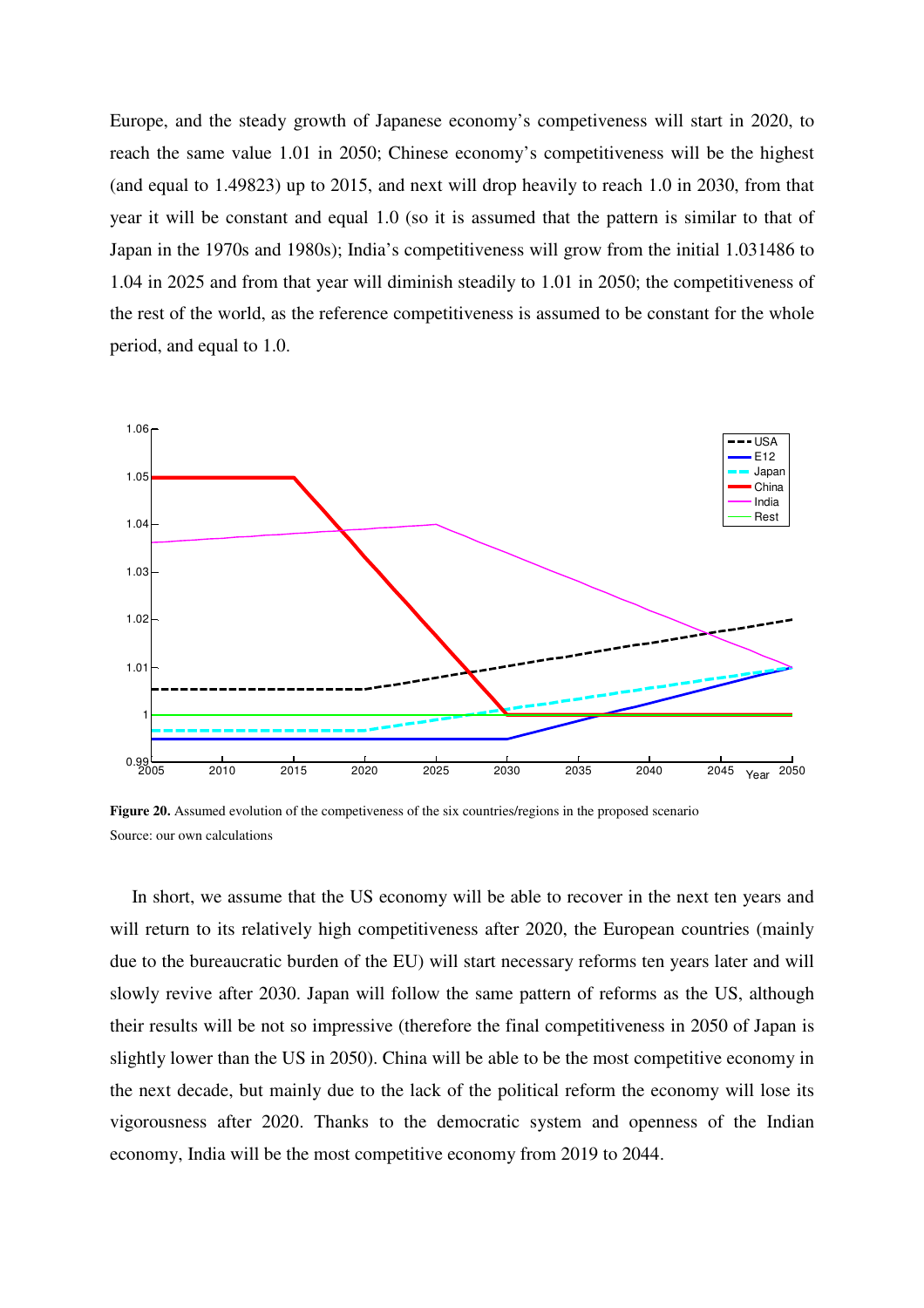Europe, and the steady growth of Japanese economy's competeveness will start in 2020, to reach the same value 1.01 in 2050; Chinese economy's competitiveness will be the highest (and equal to 1.49823) up to 2015, and next will drop heavily to reach 1.0 in 2030, from that year it will be constant and equal 1.0 (so it is assumed that the pattern is similar to that of Japan in the 1970s and 1980s); India's competitiveness will grow from the initial 1.031486 to 1.04 in 2025 and from that year will diminish steadily to 1.01 in 2050; the competitiveness of the rest of the world, as the reference competitiveness is assumed to be constant for the whole period, and equal to 1.0.

**Figure 20.** Assumed evolution of the competiveness of the six countries/regions in the proposed scenario
Source: our own calculations

In short, we assume that the US economy will be able to recover in the next ten years and will return to its relatively high competitiveness after 2020, the European countries (mainly due to the bureaucratic burden of the EU) will start necessary reforms ten years later and will slowly revive after 2030. Japan will follow the same pattern of reforms as the US, although their results will be not so impressive (therefore the final competitiveness in 2050 of Japan is slightly lower than the US in 2050). China will be able to be the most competitive economy in the next decade, but mainly due to the lack of the political reform the economy will lose its vigorousness after 2020. Thanks to the democratic system and openness of the Indian economy, India will be the most competitive economy from 2019 to 2044.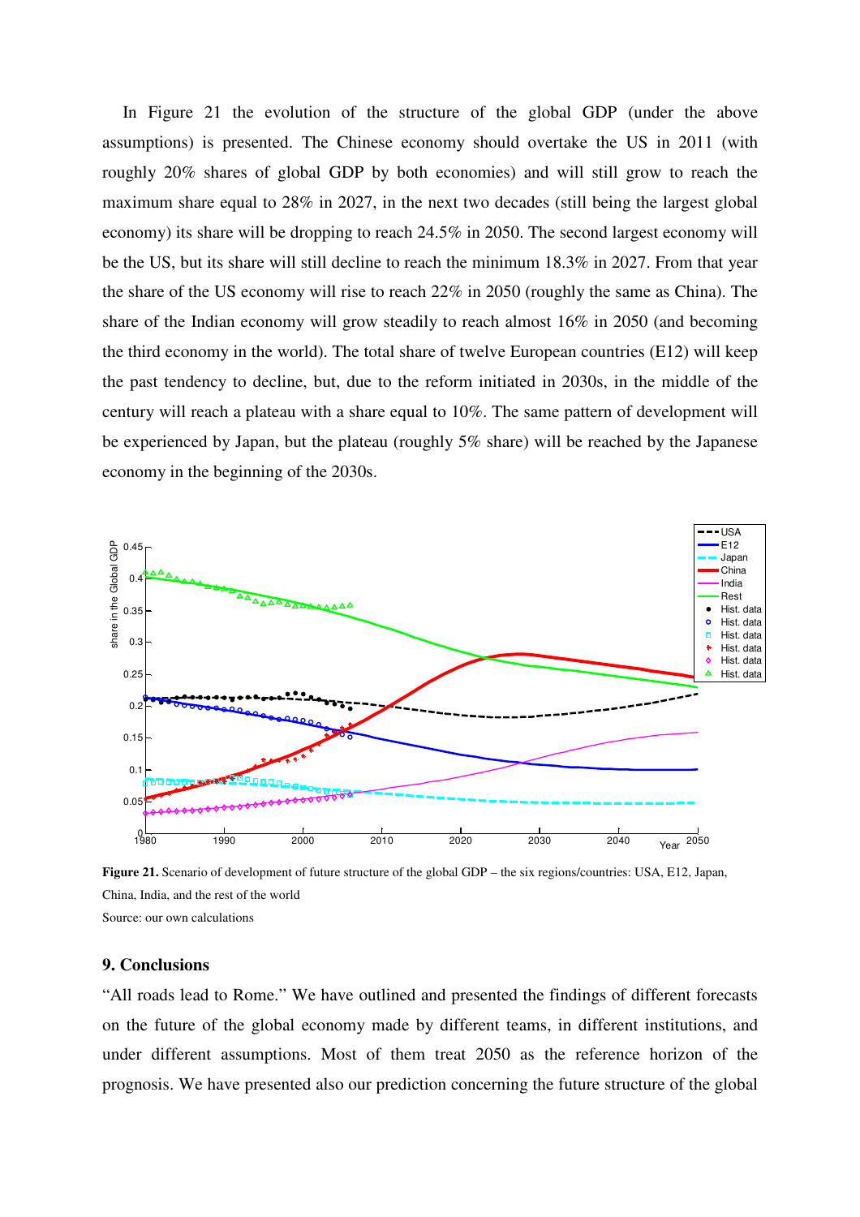In Figure 21 the evolution of the structure of the global GDP (under the above assumptions) is presented. The Chinese economy should overtake the US in 2011 (with roughly 20% shares of global GDP by both economies) and will still grow to reach the maximum share equal to 28% in 2027, in the next two decades (still being the largest global economy) its share will be dropping to reach 24.5% in 2050. The second largest economy will be the US, but its share will still decline to reach the minimum 18.3% in 2027. From that year the share of the US economy will rise to reach 22% in 2050 (roughly the same as China). The share of the Indian economy will grow steadily to reach almost 16% in 2050 (and becoming the third economy in the world). The total share of twelve European countries (E12) will keep the past tendency to decline, but, due to the reform initiated in 2030s, in the middle of the century will reach a plateau with a share equal to 10%. The same pattern of development will be experienced by Japan, but the plateau (roughly 5% share) will be reached by the Japanese economy in the beginning of the 2030s.

**Figure 21.** Scenario of development of future structure of the global GDP – the six regions/countries: USA, E12, Japan, China, India, and the rest of the world

Source: our own calculations

## 9. Conclusions

"All roads lead to Rome." We have outlined and presented the findings of different forecasts on the future of the global economy made by different teams, in different institutions, and under different assumptions. Most of them treat 2050 as the reference horizon of the prognosis. We have presented also our prediction concerning the future structure of the global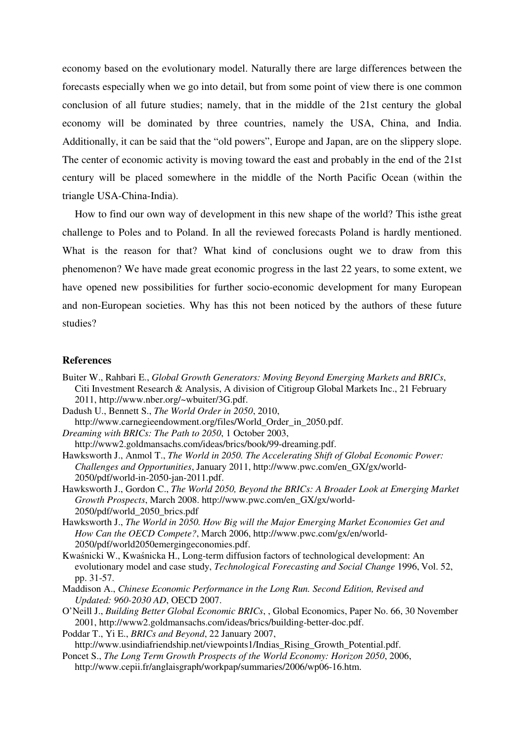economy based on the evolutionary model. Naturally there are large differences between the forecasts especially when we go into detail, but from some point of view there is one common conclusion of all future studies; namely, that in the middle of the 21st century the global economy will be dominated by three countries, namely the USA, China, and India. Additionally, it can be said that the "old powers", Europe and Japan, are on the slippery slope. The center of economic activity is moving toward the east and probably in the end of the 21st century will be placed somewhere in the middle of the North Pacific Ocean (within the triangle USA-China-India).

How to find our own way of development in this new shape of the world? This isthe great challenge to Poles and to Poland. In all the reviewed forecasts Poland is hardly mentioned. What is the reason for that? What kind of conclusions ought we to draw from this phenomenon? We have made great economic progress in the last 22 years, to some extent, we have opened new possibilities for further socio-economic development for many European and non-European societies. Why has this not been noticed by the authors of these future studies?

## References

Buiter W., Rahbari E., *Global Growth Generators: Moving Beyond Emerging Markets and BRICs*, Citi Investment Research & Analysis, A division of Citigroup Global Markets Inc., 21 February 2011, http://www.nber.org/~wbuiter/3G.pdf.

Dadush U., Bennett S., *The World Order in 2050*, 2010, http://www.carnegieendowment.org/files/World_Order_in_2050.pdf.

*Dreaming with BRICs: The Path to 2050*, 1 October 2003, http://www2.goldmansachs.com/ideas/brics/book/99-dreaming.pdf.

Hawksworth J., Anmol T., *The World in 2050. The Accelerating Shift of Global Economic Power: Challenges and Opportunities*, January 2011, http://www.pwc.com/en_GX/gx/world-2050/pdf/world-in-2050-jan-2011.pdf.

Hawksworth J., Gordon C., *The World 2050, Beyond the BRICs: A Broader Look at Emerging Market Growth Prospects*, March 2008. http://www.pwc.com/en_GX/gx/world-2050/pdf/world_2050_brics.pdf

Hawksworth J., *The World in 2050. How Big will the Major Emerging Market Economies Get and How Can the OECD Compete?*, March 2006, http://www.pwc.com/gx/en/world-2050/pdf/world2050emergingeconomies.pdf.

Kwaśnicki W., Kwaśnicka H., Long-term diffusion factors of technological development: An evolutionary model and case study, *Technological Forecasting and Social Change* 1996, Vol. 52, pp. 31-57.

Maddison A., *Chinese Economic Performance in the Long Run. Second Edition, Revised and Updated: 960-2030 AD*, OECD 2007.

O'Neill J., *Building Better Global Economic BRICs*, , Global Economics, Paper No. 66, 30 November 2001, http://www2.goldmansachs.com/ideas/brics/building-better-doc.pdf.

Poddar T., Yi E., *BRICs and Beyond*, 22 January 2007, http://www.usindiafriendship.net/viewpoints1/Indias_Rising_Growth_Potential.pdf.

Poncet S., *The Long Term Growth Prospects of the World Economy: Horizon 2050*, 2006, http://www.cepii.fr/anglaisgraph/workpap/summaries/2006/wp06-16.htm.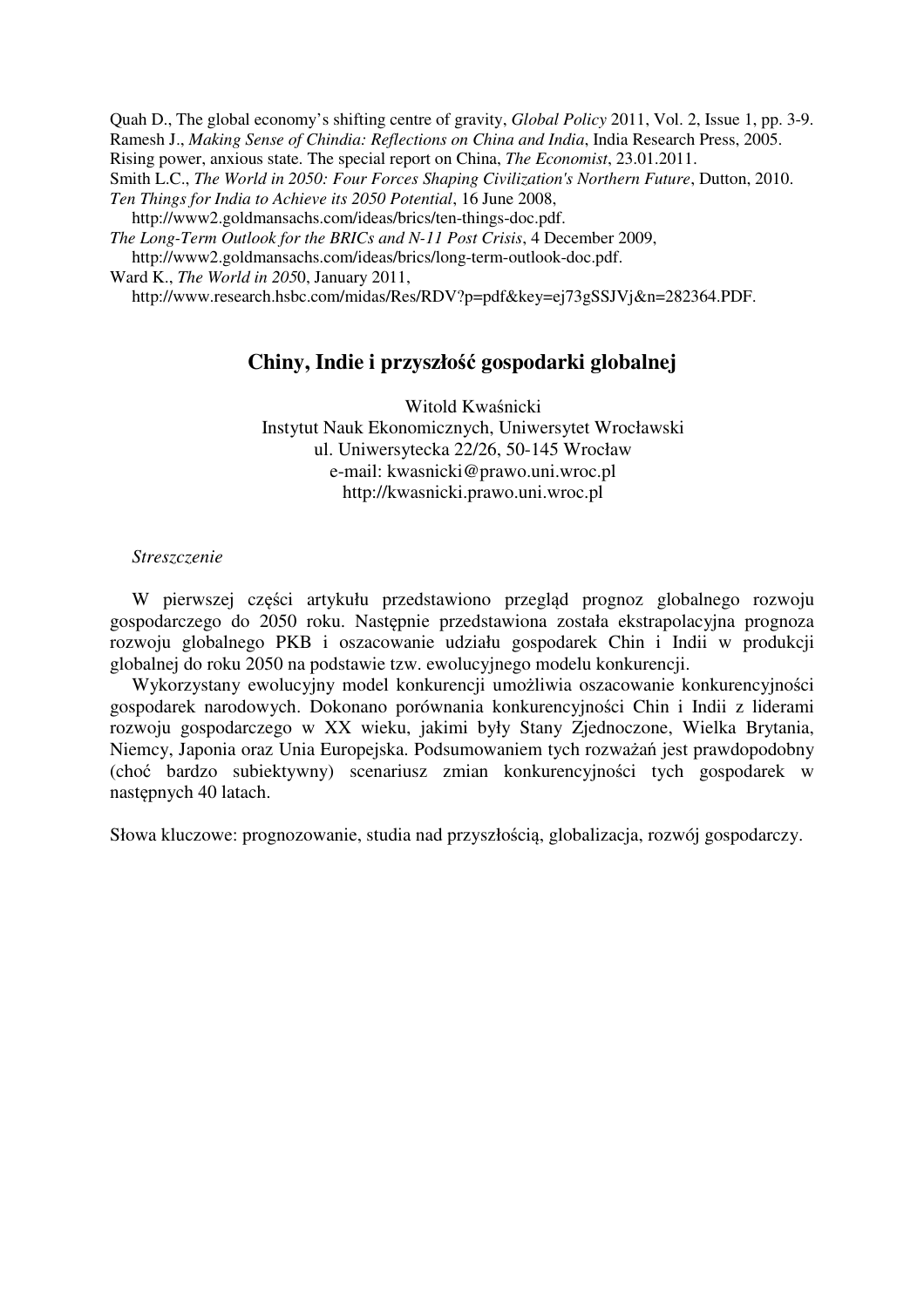Quah D., The global economy's shifting centre of gravity, *Global Policy* 2011, Vol. 2, Issue 1, pp. 3-9.

Ramesh J., *Making Sense of Chindia: Reflections on China and India*, India Research Press, 2005.

Rising power, anxious state. The special report on China, *The Economist*, 23.01.2011.

Smith L.C., *The World in 2050: Four Forces Shaping Civilization's Northern Future*, Dutton, 2010.

*Ten Things for India to Achieve its 2050 Potential*, 16 June 2008, http://www2.goldmansachs.com/ideas/brics/ten-things-doc.pdf.

*The Long-Term Outlook for the BRICs and N-11 Post Crisis*, 4 December 2009, http://www2.goldmansachs.com/ideas/brics/long-term-outlook-doc.pdf.

Ward K., *The World in 2050*, January 2011, http://www.research.hsbc.com/midas/Res/RDV?p=pdf&key=ej73gSSJVj&n=282364.PDF.

## Chiny, Indie i przyszłość gospodarki globalnej

Witold Kwaśnicki
Instytut Nauk Ekonomicznych, Uniwersytet Wrocławski
ul. Uniwersytecka 22/26, 50-145 Wrocław
e-mail: kwasnicki@prawo.uni.wroc.pl
http://kwasnicki.prawo.uni.wroc.pl

*Streszczenie*

W pierwszej części artykułu przedstawiono przegląd prognoz globalnego rozwoju gospodarczego do 2050 roku. Następnie przedstawiona została ekstrapolacyjna prognoza rozwoju globalnego PKB i oszacowanie udziału gospodarek Chin i Indii w produkcji globalnej do roku 2050 na podstawie tzw. ewolucyjnego modelu konkurencji.

Wykorzystany ewolucyjny model konkurencji umożliwia oszacowanie konkurencyjności gospodarek narodowych. Dokonano porównania konkurencyjności Chin i Indii z liderami rozwoju gospodarczego w XX wieku, jakimi były Stany Zjednoczone, Wielka Brytania, Niemcy, Japonia oraz Unia Europejska. Podsumowaniem tych rozważań jest prawdopodobny (choć bardzo subiektywny) scenariusz zmian konkurencyjności tych gospodarek w następnych 40 latach.

Słowa kluczowe: prognozowanie, studia nad przyszłością, globalizacja, rozwój gospodarczy.